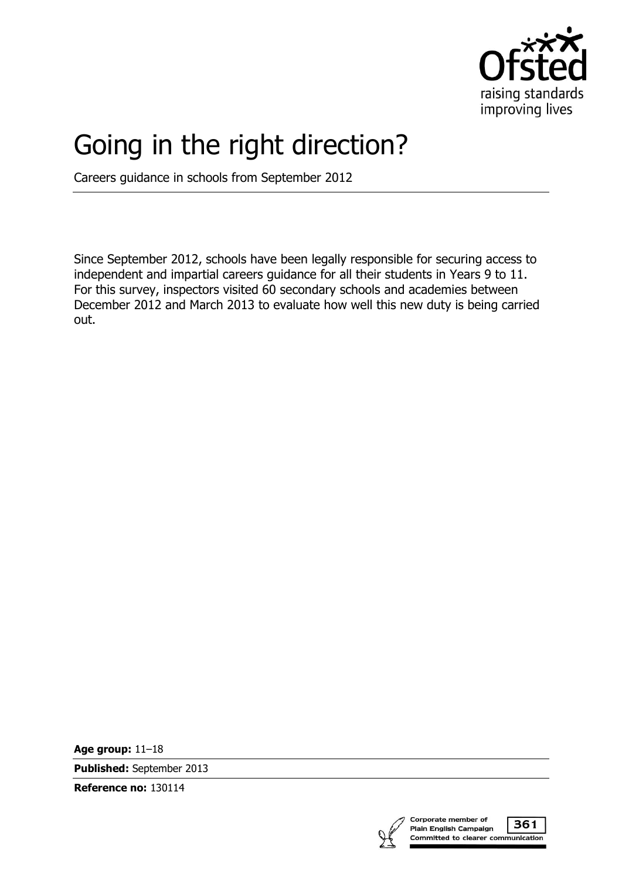# Going in the right direction?

Careers guidance in schools from September 2012

Since September 2012, schools have been legally responsible for securing access to independent and impartial careers guidance for all their students in Years 9 to 11. For this survey, inspectors visited 60 secondary schools and academies between December 2012 and March 2013 to evaluate how well this new duty is being carried out.

**Age group:** 11–18

**Published:** September 2013

**Reference no:** 130114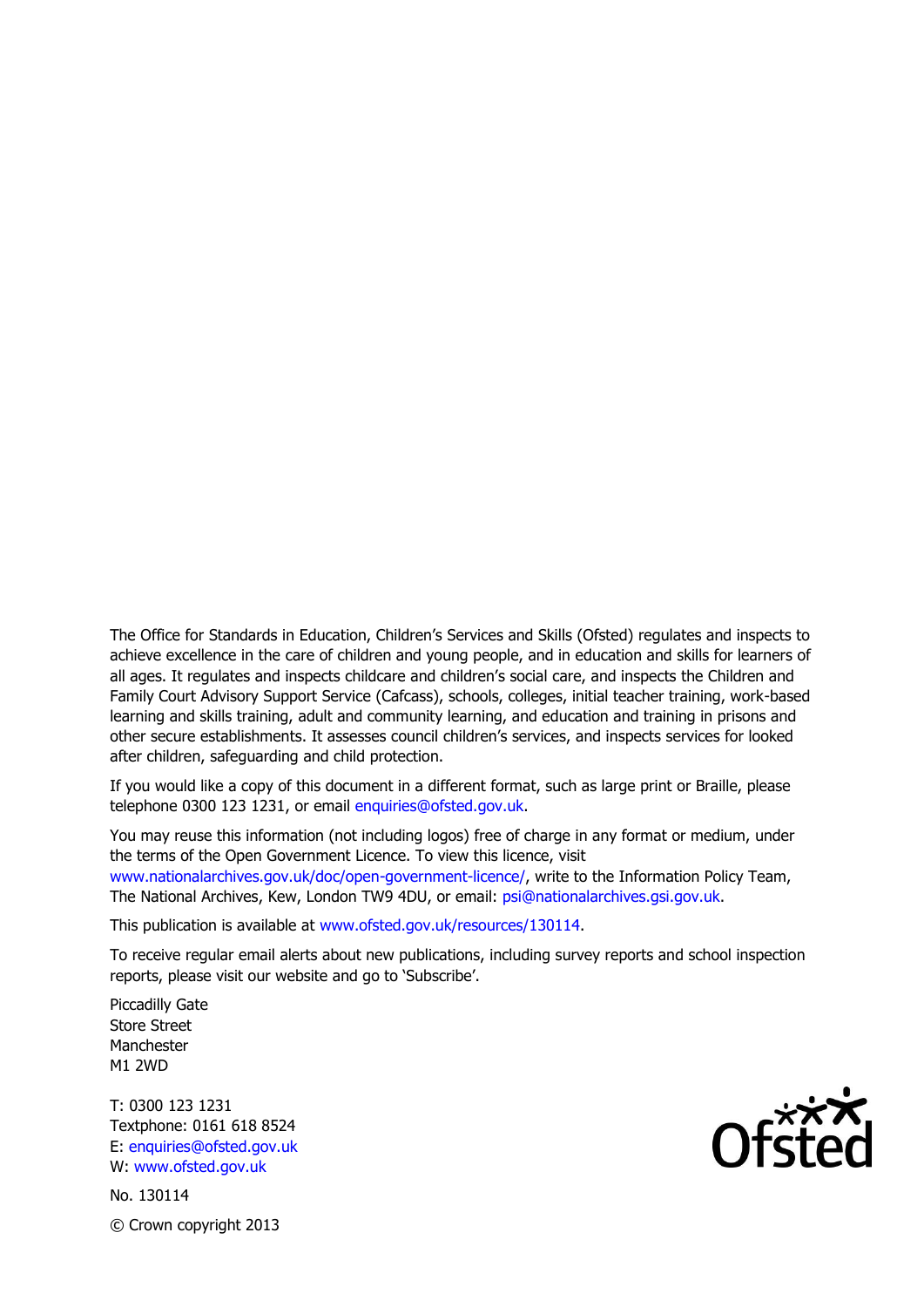The Office for Standards in Education, Children's Services and Skills (Ofsted) regulates and inspects to achieve excellence in the care of children and young people, and in education and skills for learners of all ages. It regulates and inspects childcare and children's social care, and inspects the Children and Family Court Advisory Support Service (Cafcass), schools, colleges, initial teacher training, work-based learning and skills training, adult and community learning, and education and training in prisons and other secure establishments. It assesses council children's services, and inspects services for looked after children, safeguarding and child protection.

If you would like a copy of this document in a different format, such as large print or Braille, please telephone 0300 123 1231, or email enquiries@ofsted.gov.uk.

You may reuse this information (not including logos) free of charge in any format or medium, under the terms of the Open Government Licence. To view this licence, visit www.nationalarchives.gov.uk/doc/open-government-licence/, write to the Information Policy Team, The National Archives, Kew, London TW9 4DU, or email: psi@nationalarchives.gsi.gov.uk.

This publication is available at www.ofsted.gov.uk/resources/130114.

To receive regular email alerts about new publications, including survey reports and school inspection reports, please visit our website and go to 'Subscribe'.

Piccadilly Gate
Store Street
Manchester
M1 2WD

T: 0300 123 1231
Textphone: 0161 618 8524
E: enquiries@ofsted.gov.uk
W: www.ofsted.gov.uk

No. 130114

© Crown copyright 2013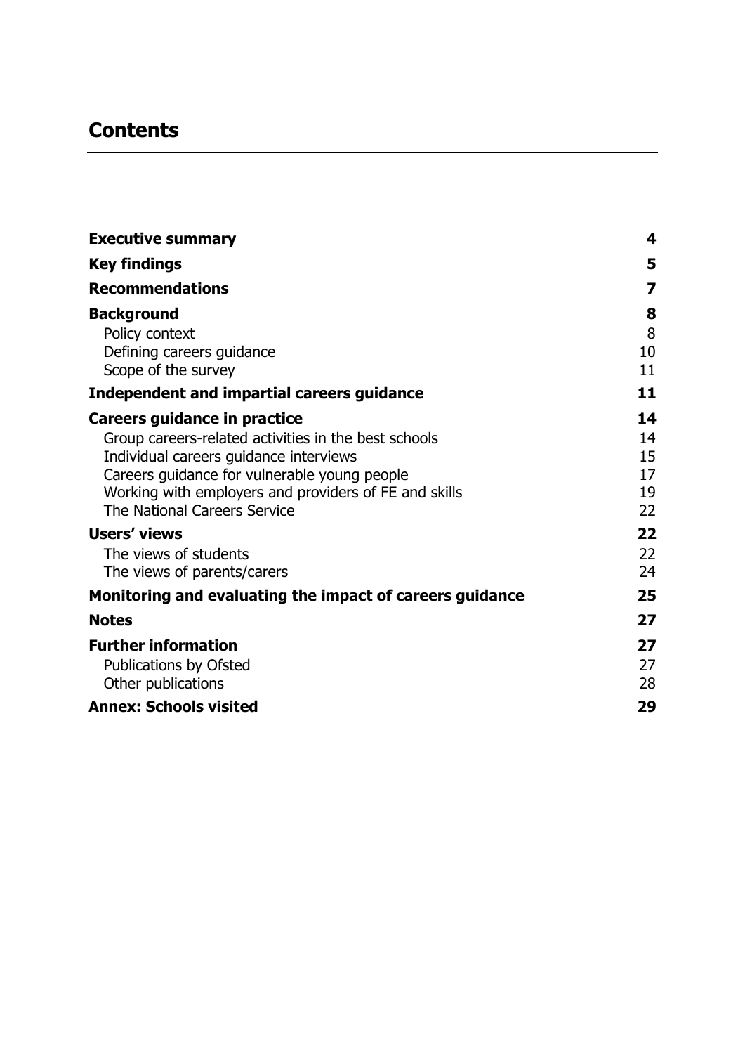# Contents

| | |
|---|---|
| **Executive summary** | **4** |
| **Key findings** | **5** |
| **Recommendations** | **7** |
| **Background** | **8** |
| Policy context | 8 |
| Defining careers guidance | 10 |
| Scope of the survey | 11 |
| **Independent and impartial careers guidance** | **11** |
| **Careers guidance in practice** | **14** |
| Group careers-related activities in the best schools | 14 |
| Individual careers guidance interviews | 15 |
| Careers guidance for vulnerable young people | 17 |
| Working with employers and providers of FE and skills | 19 |
| The National Careers Service | 22 |
| **Users' views** | **22** |
| The views of students | 22 |
| The views of parents/carers | 24 |
| **Monitoring and evaluating the impact of careers guidance** | **25** |
| **Notes** | **27** |
| **Further information** | **27** |
| Publications by Ofsted | 27 |
| Other publications | 28 |
| **Annex: Schools visited** | **29** |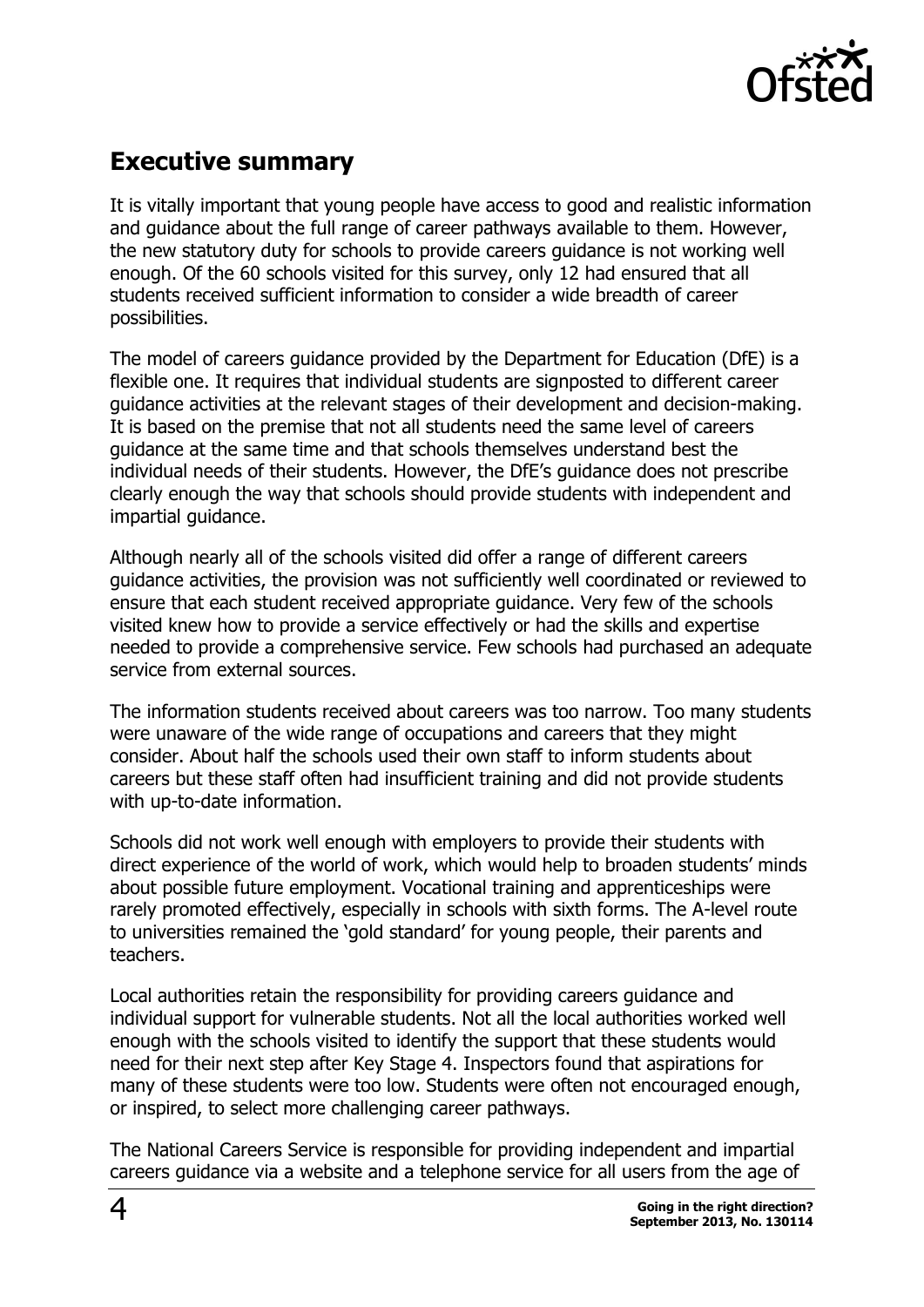## Executive summary

It is vitally important that young people have access to good and realistic information and guidance about the full range of career pathways available to them. However, the new statutory duty for schools to provide careers guidance is not working well enough. Of the 60 schools visited for this survey, only 12 had ensured that all students received sufficient information to consider a wide breadth of career possibilities.

The model of careers guidance provided by the Department for Education (DfE) is a flexible one. It requires that individual students are signposted to different career guidance activities at the relevant stages of their development and decision-making. It is based on the premise that not all students need the same level of careers guidance at the same time and that schools themselves understand best the individual needs of their students. However, the DfE's guidance does not prescribe clearly enough the way that schools should provide students with independent and impartial guidance.

Although nearly all of the schools visited did offer a range of different careers guidance activities, the provision was not sufficiently well coordinated or reviewed to ensure that each student received appropriate guidance. Very few of the schools visited knew how to provide a service effectively or had the skills and expertise needed to provide a comprehensive service. Few schools had purchased an adequate service from external sources.

The information students received about careers was too narrow. Too many students were unaware of the wide range of occupations and careers that they might consider. About half the schools used their own staff to inform students about careers but these staff often had insufficient training and did not provide students with up-to-date information.

Schools did not work well enough with employers to provide their students with direct experience of the world of work, which would help to broaden students' minds about possible future employment. Vocational training and apprenticeships were rarely promoted effectively, especially in schools with sixth forms. The A-level route to universities remained the 'gold standard' for young people, their parents and teachers.

Local authorities retain the responsibility for providing careers guidance and individual support for vulnerable students. Not all the local authorities worked well enough with the schools visited to identify the support that these students would need for their next step after Key Stage 4. Inspectors found that aspirations for many of these students were too low. Students were often not encouraged enough, or inspired, to select more challenging career pathways.

The National Careers Service is responsible for providing independent and impartial careers guidance via a website and a telephone service for all users from the age of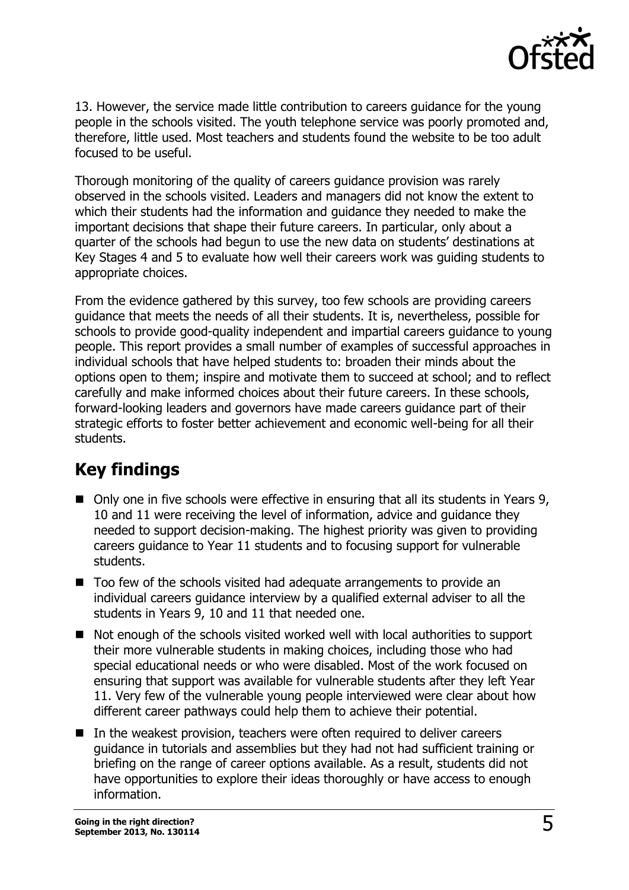13. However, the service made little contribution to careers guidance for the young people in the schools visited. The youth telephone service was poorly promoted and, therefore, little used. Most teachers and students found the website to be too adult focused to be useful.

Thorough monitoring of the quality of careers guidance provision was rarely observed in the schools visited. Leaders and managers did not know the extent to which their students had the information and guidance they needed to make the important decisions that shape their future careers. In particular, only about a quarter of the schools had begun to use the new data on students' destinations at Key Stages 4 and 5 to evaluate how well their careers work was guiding students to appropriate choices.

From the evidence gathered by this survey, too few schools are providing careers guidance that meets the needs of all their students. It is, nevertheless, possible for schools to provide good-quality independent and impartial careers guidance to young people. This report provides a small number of examples of successful approaches in individual schools that have helped students to: broaden their minds about the options open to them; inspire and motivate them to succeed at school; and to reflect carefully and make informed choices about their future careers. In these schools, forward-looking leaders and governors have made careers guidance part of their strategic efforts to foster better achievement and economic well-being for all their students.

## Key findings

- Only one in five schools were effective in ensuring that all its students in Years 9, 10 and 11 were receiving the level of information, advice and guidance they needed to support decision-making. The highest priority was given to providing careers guidance to Year 11 students and to focusing support for vulnerable students.
- Too few of the schools visited had adequate arrangements to provide an individual careers guidance interview by a qualified external adviser to all the students in Years 9, 10 and 11 that needed one.
- Not enough of the schools visited worked well with local authorities to support their more vulnerable students in making choices, including those who had special educational needs or who were disabled. Most of the work focused on ensuring that support was available for vulnerable students after they left Year 11. Very few of the vulnerable young people interviewed were clear about how different career pathways could help them to achieve their potential.
- In the weakest provision, teachers were often required to deliver careers guidance in tutorials and assemblies but they had not had sufficient training or briefing on the range of career options available. As a result, students did not have opportunities to explore their ideas thoroughly or have access to enough information.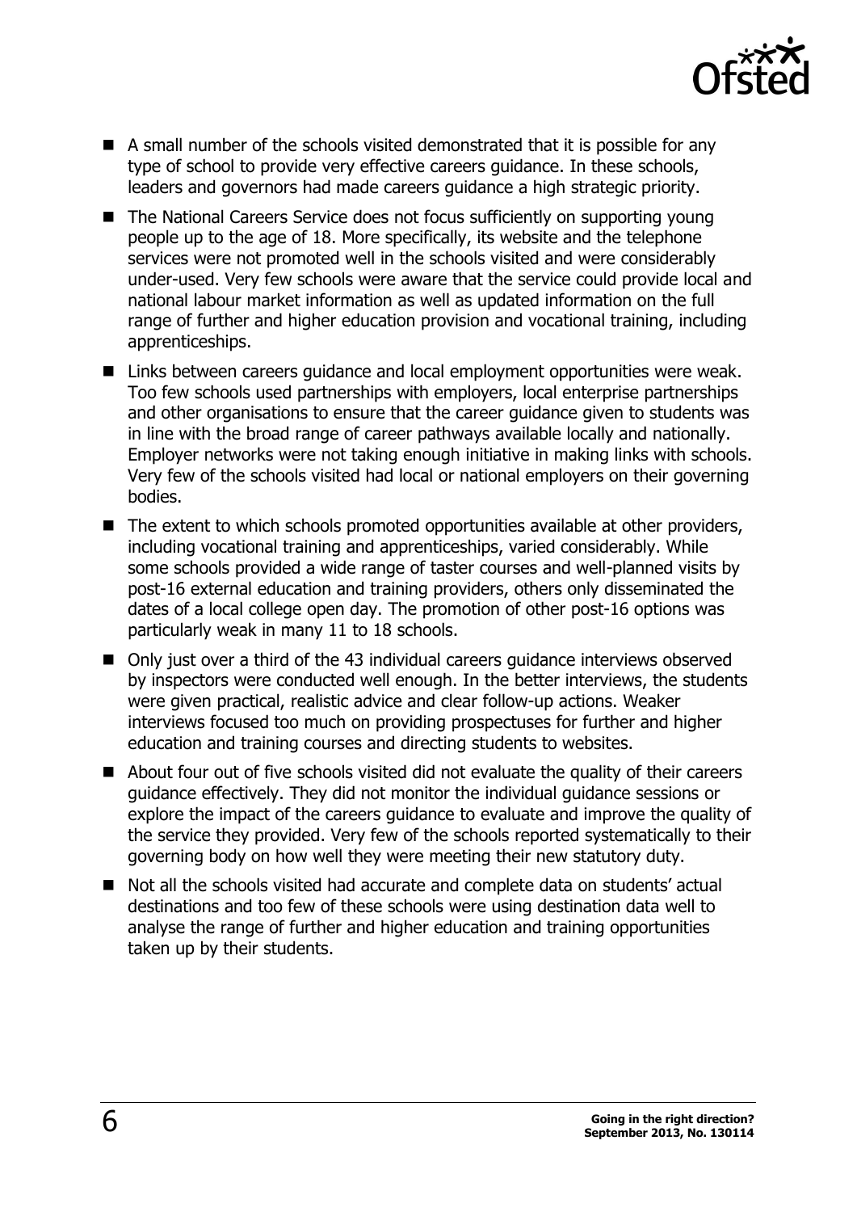- A small number of the schools visited demonstrated that it is possible for any type of school to provide very effective careers guidance. In these schools, leaders and governors had made careers guidance a high strategic priority.
- The National Careers Service does not focus sufficiently on supporting young people up to the age of 18. More specifically, its website and the telephone services were not promoted well in the schools visited and were considerably under-used. Very few schools were aware that the service could provide local and national labour market information as well as updated information on the full range of further and higher education provision and vocational training, including apprenticeships.
- Links between careers guidance and local employment opportunities were weak. Too few schools used partnerships with employers, local enterprise partnerships and other organisations to ensure that the career guidance given to students was in line with the broad range of career pathways available locally and nationally. Employer networks were not taking enough initiative in making links with schools. Very few of the schools visited had local or national employers on their governing bodies.
- The extent to which schools promoted opportunities available at other providers, including vocational training and apprenticeships, varied considerably. While some schools provided a wide range of taster courses and well-planned visits by post-16 external education and training providers, others only disseminated the dates of a local college open day. The promotion of other post-16 options was particularly weak in many 11 to 18 schools.
- Only just over a third of the 43 individual careers guidance interviews observed by inspectors were conducted well enough. In the better interviews, the students were given practical, realistic advice and clear follow-up actions. Weaker interviews focused too much on providing prospectuses for further and higher education and training courses and directing students to websites.
- About four out of five schools visited did not evaluate the quality of their careers guidance effectively. They did not monitor the individual guidance sessions or explore the impact of the careers guidance to evaluate and improve the quality of the service they provided. Very few of the schools reported systematically to their governing body on how well they were meeting their new statutory duty.
- Not all the schools visited had accurate and complete data on students' actual destinations and too few of these schools were using destination data well to analyse the range of further and higher education and training opportunities taken up by their students.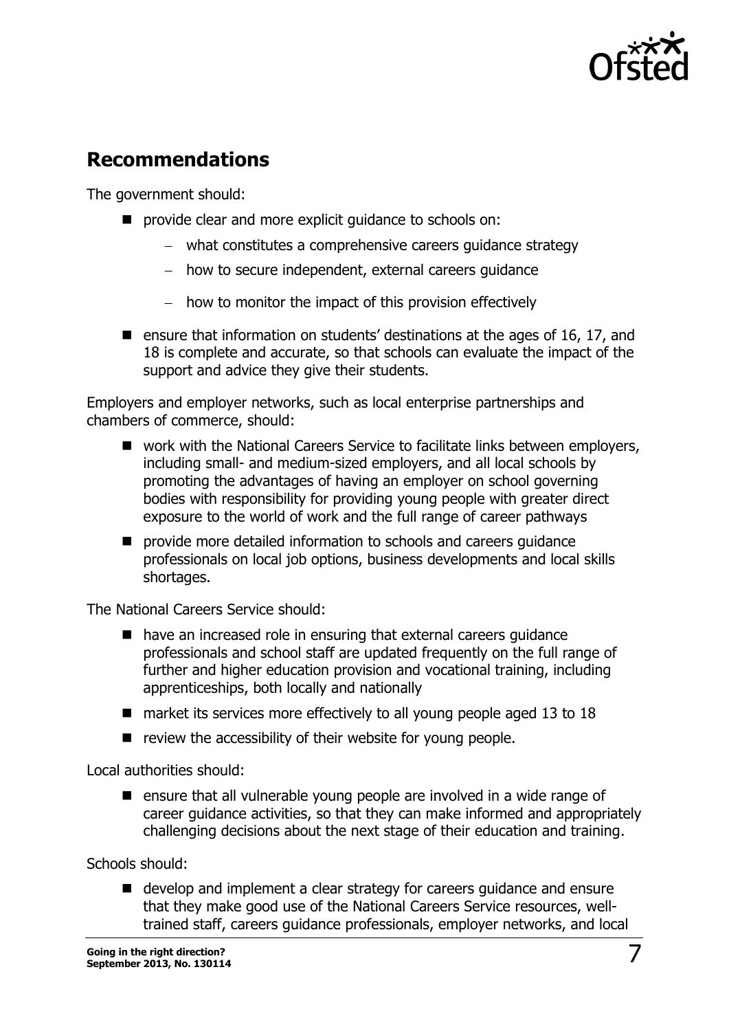## Recommendations

The government should:

- provide clear and more explicit guidance to schools on:
  - what constitutes a comprehensive careers guidance strategy
  - how to secure independent, external careers guidance
  - how to monitor the impact of this provision effectively
- ensure that information on students' destinations at the ages of 16, 17, and 18 is complete and accurate, so that schools can evaluate the impact of the support and advice they give their students.

Employers and employer networks, such as local enterprise partnerships and chambers of commerce, should:

- work with the National Careers Service to facilitate links between employers, including small- and medium-sized employers, and all local schools by promoting the advantages of having an employer on school governing bodies with responsibility for providing young people with greater direct exposure to the world of work and the full range of career pathways
- provide more detailed information to schools and careers guidance professionals on local job options, business developments and local skills shortages.

The National Careers Service should:

- have an increased role in ensuring that external careers guidance professionals and school staff are updated frequently on the full range of further and higher education provision and vocational training, including apprenticeships, both locally and nationally
- market its services more effectively to all young people aged 13 to 18
- review the accessibility of their website for young people.

Local authorities should:

- ensure that all vulnerable young people are involved in a wide range of career guidance activities, so that they can make informed and appropriately challenging decisions about the next stage of their education and training.

Schools should:

- develop and implement a clear strategy for careers guidance and ensure that they make good use of the National Careers Service resources, well-trained staff, careers guidance professionals, employer networks, and local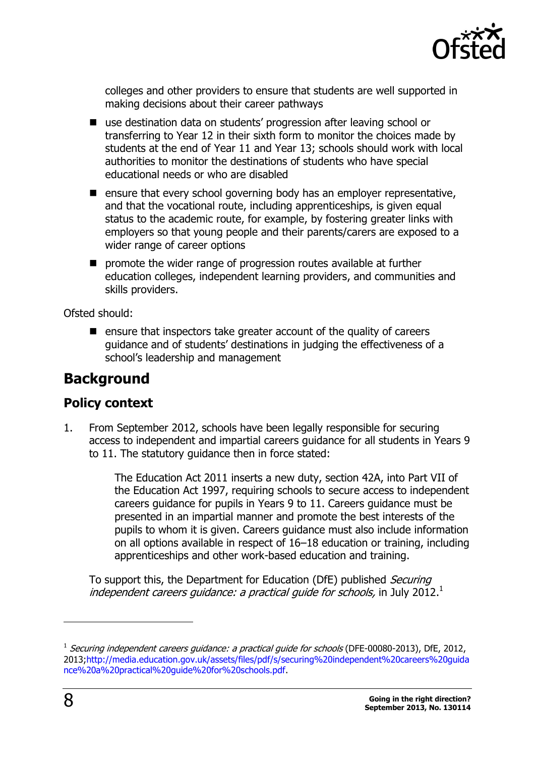colleges and other providers to ensure that students are well supported in making decisions about their career pathways

- use destination data on students' progression after leaving school or transferring to Year 12 in their sixth form to monitor the choices made by students at the end of Year 11 and Year 13; schools should work with local authorities to monitor the destinations of students who have special educational needs or who are disabled
- ensure that every school governing body has an employer representative, and that the vocational route, including apprenticeships, is given equal status to the academic route, for example, by fostering greater links with employers so that young people and their parents/carers are exposed to a wider range of career options
- promote the wider range of progression routes available at further education colleges, independent learning providers, and communities and skills providers.

Ofsted should:

- ensure that inspectors take greater account of the quality of careers guidance and of students' destinations in judging the effectiveness of a school's leadership and management

## Background

### Policy context

1. From September 2012, schools have been legally responsible for securing access to independent and impartial careers guidance for all students in Years 9 to 11. The statutory guidance then in force stated:

   > The Education Act 2011 inserts a new duty, section 42A, into Part VII of the Education Act 1997, requiring schools to secure access to independent careers guidance for pupils in Years 9 to 11. Careers guidance must be presented in an impartial manner and promote the best interests of the pupils to whom it is given. Careers guidance must also include information on all options available in respect of 16–18 education or training, including apprenticeships and other work-based education and training.

   To support this, the Department for Education (DfE) published *Securing independent careers guidance: a practical guide for schools,* in July 2012.[1]

---

[1] *Securing independent careers guidance: a practical guide for schools* (DFE-00080-2013), DfE, 2012, 2013;http://media.education.gov.uk/assets/files/pdf/s/securing%20independent%20careers%20guidance%20a%20practical%20guide%20for%20schools.pdf.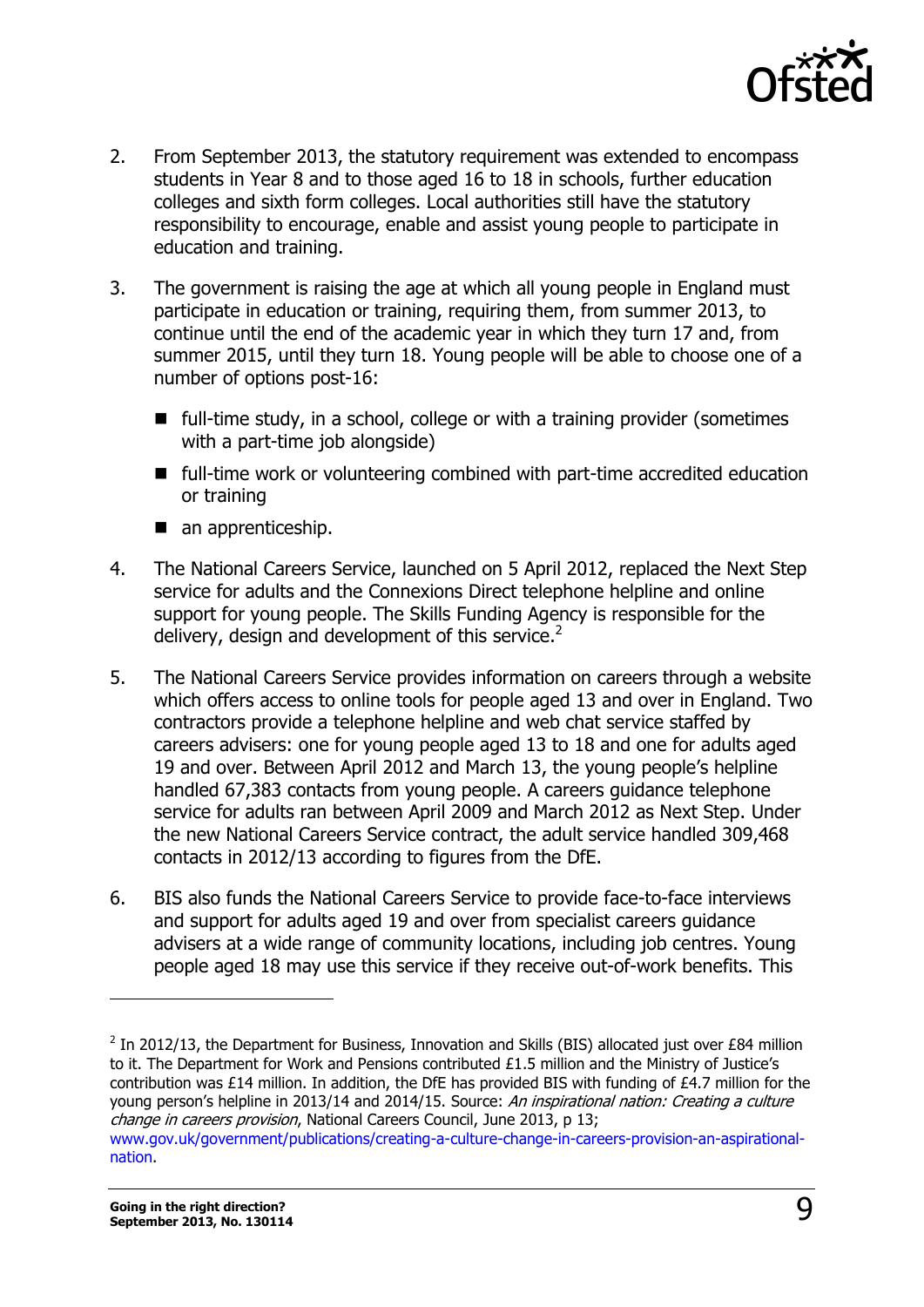2. From September 2013, the statutory requirement was extended to encompass students in Year 8 and to those aged 16 to 18 in schools, further education colleges and sixth form colleges. Local authorities still have the statutory responsibility to encourage, enable and assist young people to participate in education and training.

3. The government is raising the age at which all young people in England must participate in education or training, requiring them, from summer 2013, to continue until the end of the academic year in which they turn 17 and, from summer 2015, until they turn 18. Young people will be able to choose one of a number of options post-16:

   - full-time study, in a school, college or with a training provider (sometimes with a part-time job alongside)
   - full-time work or volunteering combined with part-time accredited education or training
   - an apprenticeship.

4. The National Careers Service, launched on 5 April 2012, replaced the Next Step service for adults and the Connexions Direct telephone helpline and online support for young people. The Skills Funding Agency is responsible for the delivery, design and development of this service.[2]

5. The National Careers Service provides information on careers through a website which offers access to online tools for people aged 13 and over in England. Two contractors provide a telephone helpline and web chat service staffed by careers advisers: one for young people aged 13 to 18 and one for adults aged 19 and over. Between April 2012 and March 13, the young people's helpline handled 67,383 contacts from young people. A careers guidance telephone service for adults ran between April 2009 and March 2012 as Next Step. Under the new National Careers Service contract, the adult service handled 309,468 contacts in 2012/13 according to figures from the DfE.

6. BIS also funds the National Careers Service to provide face-to-face interviews and support for adults aged 19 and over from specialist careers guidance advisers at a wide range of community locations, including job centres. Young people aged 18 may use this service if they receive out-of-work benefits. This

---

[2] In 2012/13, the Department for Business, Innovation and Skills (BIS) allocated just over £84 million to it. The Department for Work and Pensions contributed £1.5 million and the Ministry of Justice's contribution was £14 million. In addition, the DfE has provided BIS with funding of £4.7 million for the young person's helpline in 2013/14 and 2014/15. Source: *An inspirational nation: Creating a culture change in careers provision*, National Careers Council, June 2013, p 13; www.gov.uk/government/publications/creating-a-culture-change-in-careers-provision-an-aspirational-nation.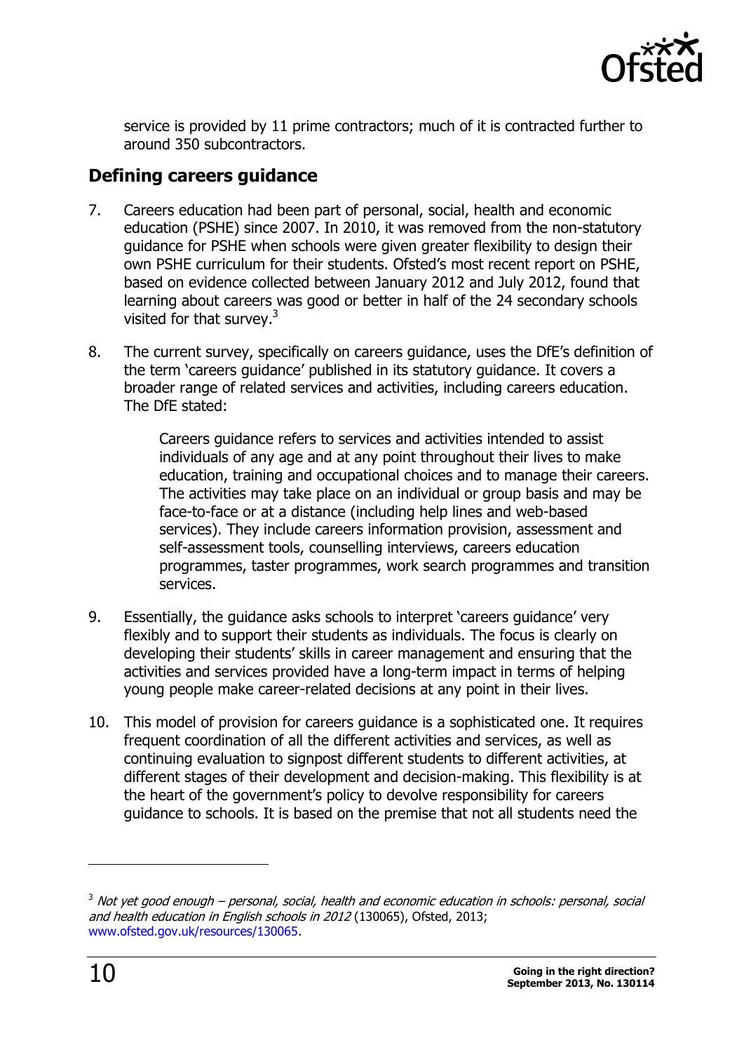service is provided by 11 prime contractors; much of it is contracted further to around 350 subcontractors.

## Defining careers guidance

7. Careers education had been part of personal, social, health and economic education (PSHE) since 2007. In 2010, it was removed from the non-statutory guidance for PSHE when schools were given greater flexibility to design their own PSHE curriculum for their students. Ofsted's most recent report on PSHE, based on evidence collected between January 2012 and July 2012, found that learning about careers was good or better in half of the 24 secondary schools visited for that survey.[3]

8. The current survey, specifically on careers guidance, uses the DfE's definition of the term 'careers guidance' published in its statutory guidance. It covers a broader range of related services and activities, including careers education. The DfE stated:

> Careers guidance refers to services and activities intended to assist individuals of any age and at any point throughout their lives to make education, training and occupational choices and to manage their careers. The activities may take place on an individual or group basis and may be face-to-face or at a distance (including help lines and web-based services). They include careers information provision, assessment and self-assessment tools, counselling interviews, careers education programmes, taster programmes, work search programmes and transition services.

9. Essentially, the guidance asks schools to interpret 'careers guidance' very flexibly and to support their students as individuals. The focus is clearly on developing their students' skills in career management and ensuring that the activities and services provided have a long-term impact in terms of helping young people make career-related decisions at any point in their lives.

10. This model of provision for careers guidance is a sophisticated one. It requires frequent coordination of all the different activities and services, as well as continuing evaluation to signpost different students to different activities, at different stages of their development and decision-making. This flexibility is at the heart of the government's policy to devolve responsibility for careers guidance to schools. It is based on the premise that not all students need the

---

[3] *Not yet good enough – personal, social, health and economic education in schools: personal, social and health education in English schools in 2012* (130065), Ofsted, 2013; www.ofsted.gov.uk/resources/130065.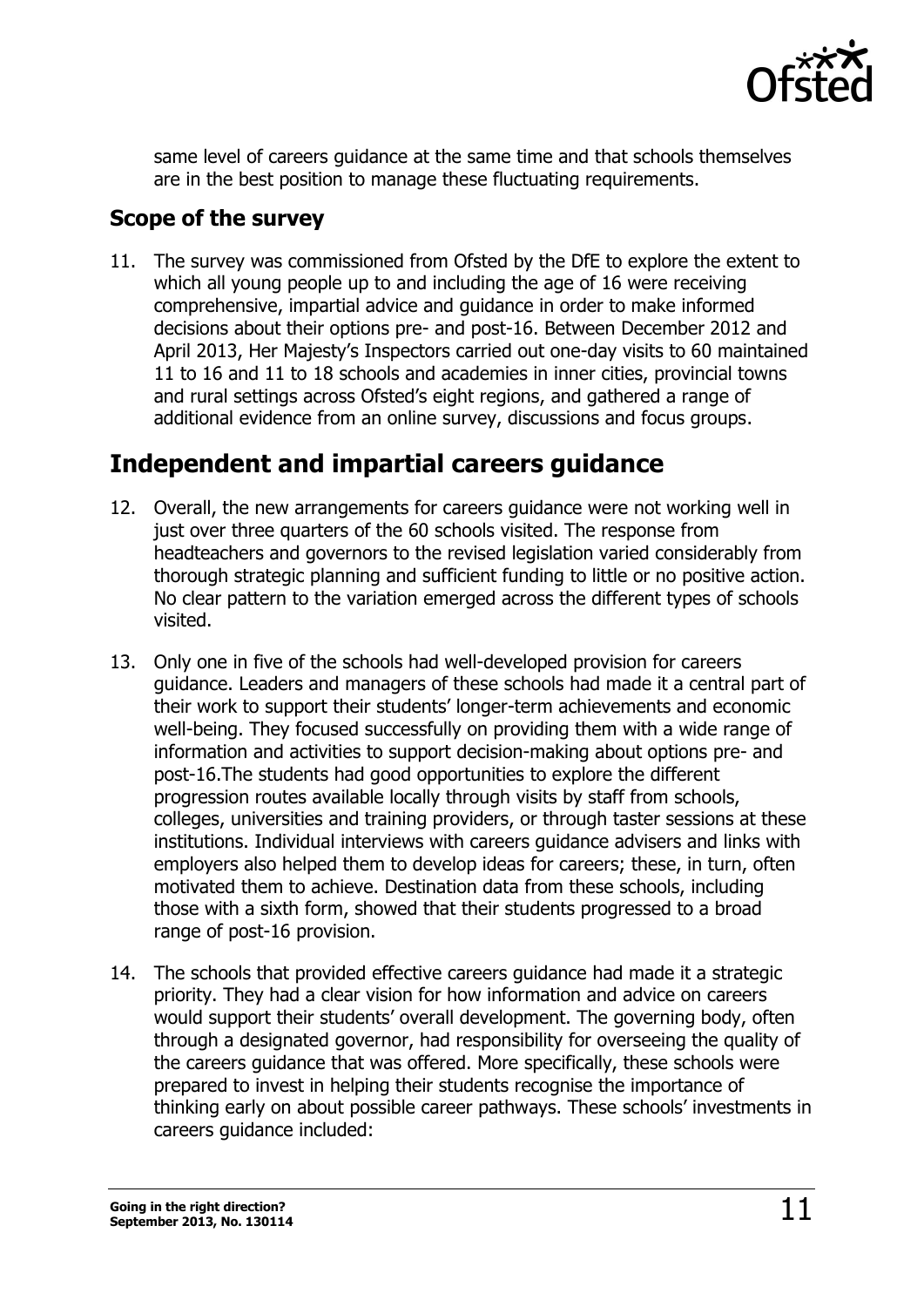same level of careers guidance at the same time and that schools themselves are in the best position to manage these fluctuating requirements.

### Scope of the survey

11. The survey was commissioned from Ofsted by the DfE to explore the extent to which all young people up to and including the age of 16 were receiving comprehensive, impartial advice and guidance in order to make informed decisions about their options pre- and post-16. Between December 2012 and April 2013, Her Majesty's Inspectors carried out one-day visits to 60 maintained 11 to 16 and 11 to 18 schools and academies in inner cities, provincial towns and rural settings across Ofsted's eight regions, and gathered a range of additional evidence from an online survey, discussions and focus groups.

## Independent and impartial careers guidance

12. Overall, the new arrangements for careers guidance were not working well in just over three quarters of the 60 schools visited. The response from headteachers and governors to the revised legislation varied considerably from thorough strategic planning and sufficient funding to little or no positive action. No clear pattern to the variation emerged across the different types of schools visited.

13. Only one in five of the schools had well-developed provision for careers guidance. Leaders and managers of these schools had made it a central part of their work to support their students' longer-term achievements and economic well-being. They focused successfully on providing them with a wide range of information and activities to support decision-making about options pre- and post-16.The students had good opportunities to explore the different progression routes available locally through visits by staff from schools, colleges, universities and training providers, or through taster sessions at these institutions. Individual interviews with careers guidance advisers and links with employers also helped them to develop ideas for careers; these, in turn, often motivated them to achieve. Destination data from these schools, including those with a sixth form, showed that their students progressed to a broad range of post-16 provision.

14. The schools that provided effective careers guidance had made it a strategic priority. They had a clear vision for how information and advice on careers would support their students' overall development. The governing body, often through a designated governor, had responsibility for overseeing the quality of the careers guidance that was offered. More specifically, these schools were prepared to invest in helping their students recognise the importance of thinking early on about possible career pathways. These schools' investments in careers guidance included: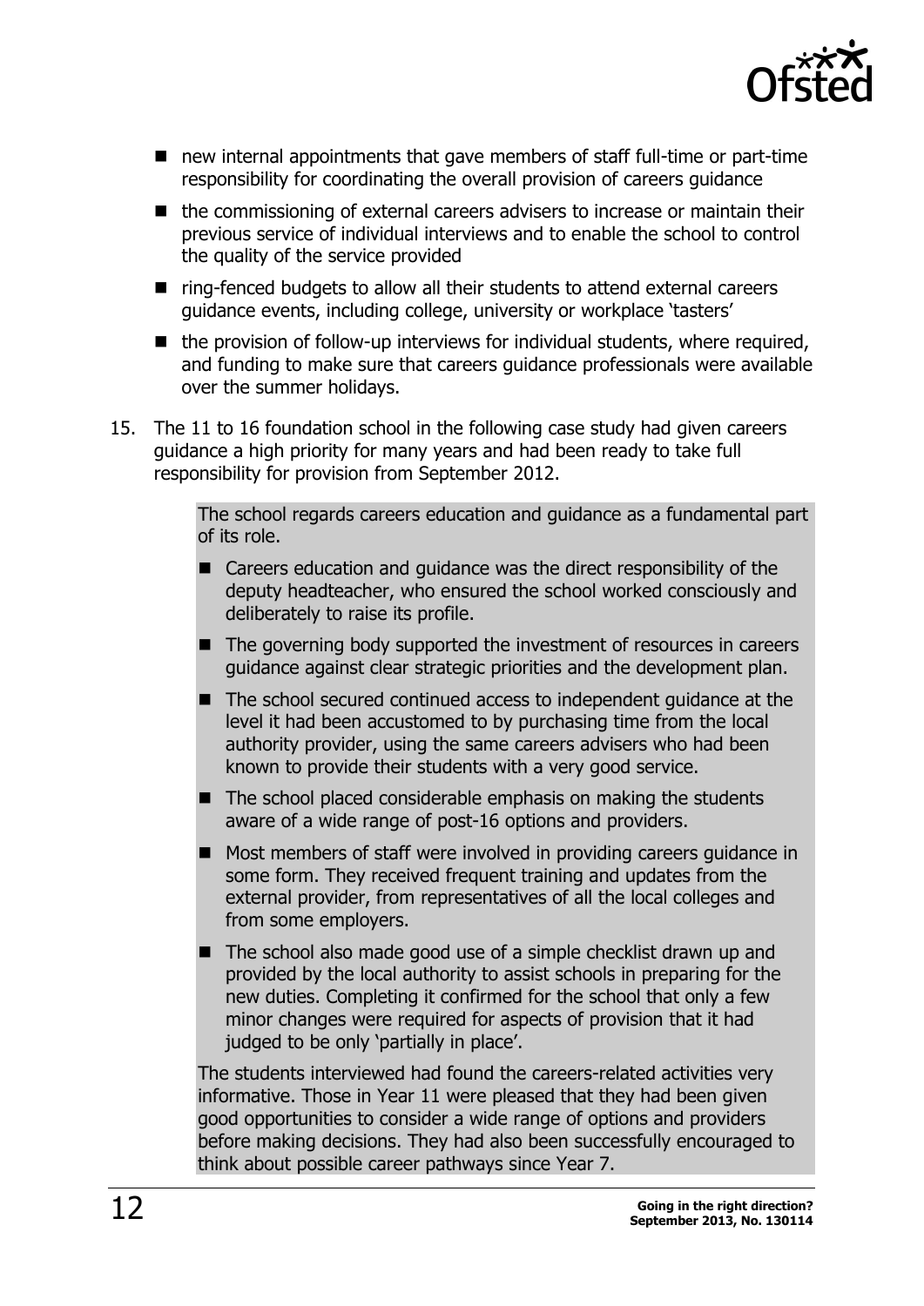- new internal appointments that gave members of staff full-time or part-time responsibility for coordinating the overall provision of careers guidance
- the commissioning of external careers advisers to increase or maintain their previous service of individual interviews and to enable the school to control the quality of the service provided
- ring-fenced budgets to allow all their students to attend external careers guidance events, including college, university or workplace 'tasters'
- the provision of follow-up interviews for individual students, where required, and funding to make sure that careers guidance professionals were available over the summer holidays.

15. The 11 to 16 foundation school in the following case study had given careers guidance a high priority for many years and had been ready to take full responsibility for provision from September 2012.

> The school regards careers education and guidance as a fundamental part of its role.
>
> - Careers education and guidance was the direct responsibility of the deputy headteacher, who ensured the school worked consciously and deliberately to raise its profile.
> - The governing body supported the investment of resources in careers guidance against clear strategic priorities and the development plan.
> - The school secured continued access to independent guidance at the level it had been accustomed to by purchasing time from the local authority provider, using the same careers advisers who had been known to provide their students with a very good service.
> - The school placed considerable emphasis on making the students aware of a wide range of post-16 options and providers.
> - Most members of staff were involved in providing careers guidance in some form. They received frequent training and updates from the external provider, from representatives of all the local colleges and from some employers.
> - The school also made good use of a simple checklist drawn up and provided by the local authority to assist schools in preparing for the new duties. Completing it confirmed for the school that only a few minor changes were required for aspects of provision that it had judged to be only 'partially in place'.
>
> The students interviewed had found the careers-related activities very informative. Those in Year 11 were pleased that they had been given good opportunities to consider a wide range of options and providers before making decisions. They had also been successfully encouraged to think about possible career pathways since Year 7.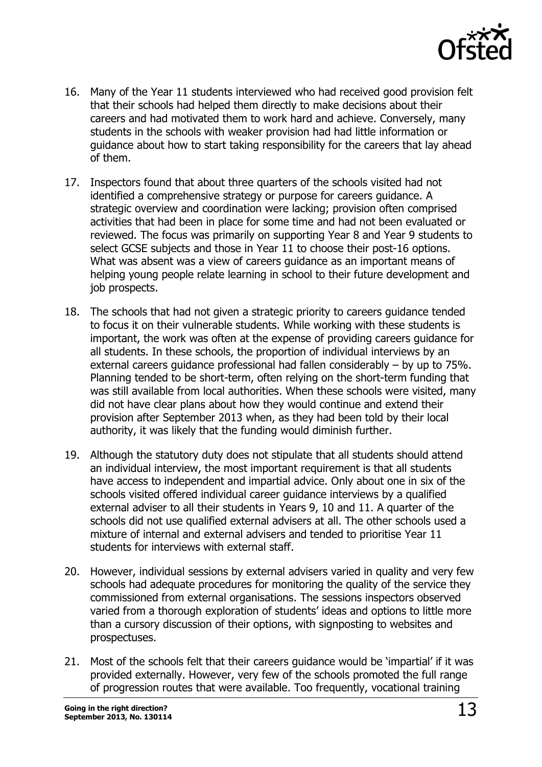16. Many of the Year 11 students interviewed who had received good provision felt that their schools had helped them directly to make decisions about their careers and had motivated them to work hard and achieve. Conversely, many students in the schools with weaker provision had had little information or guidance about how to start taking responsibility for the careers that lay ahead of them.

17. Inspectors found that about three quarters of the schools visited had not identified a comprehensive strategy or purpose for careers guidance. A strategic overview and coordination were lacking; provision often comprised activities that had been in place for some time and had not been evaluated or reviewed. The focus was primarily on supporting Year 8 and Year 9 students to select GCSE subjects and those in Year 11 to choose their post-16 options. What was absent was a view of careers guidance as an important means of helping young people relate learning in school to their future development and job prospects.

18. The schools that had not given a strategic priority to careers guidance tended to focus it on their vulnerable students. While working with these students is important, the work was often at the expense of providing careers guidance for all students. In these schools, the proportion of individual interviews by an external careers guidance professional had fallen considerably – by up to 75%. Planning tended to be short-term, often relying on the short-term funding that was still available from local authorities. When these schools were visited, many did not have clear plans about how they would continue and extend their provision after September 2013 when, as they had been told by their local authority, it was likely that the funding would diminish further.

19. Although the statutory duty does not stipulate that all students should attend an individual interview, the most important requirement is that all students have access to independent and impartial advice. Only about one in six of the schools visited offered individual career guidance interviews by a qualified external adviser to all their students in Years 9, 10 and 11. A quarter of the schools did not use qualified external advisers at all. The other schools used a mixture of internal and external advisers and tended to prioritise Year 11 students for interviews with external staff.

20. However, individual sessions by external advisers varied in quality and very few schools had adequate procedures for monitoring the quality of the service they commissioned from external organisations. The sessions inspectors observed varied from a thorough exploration of students' ideas and options to little more than a cursory discussion of their options, with signposting to websites and prospectuses.

21. Most of the schools felt that their careers guidance would be 'impartial' if it was provided externally. However, very few of the schools promoted the full range of progression routes that were available. Too frequently, vocational training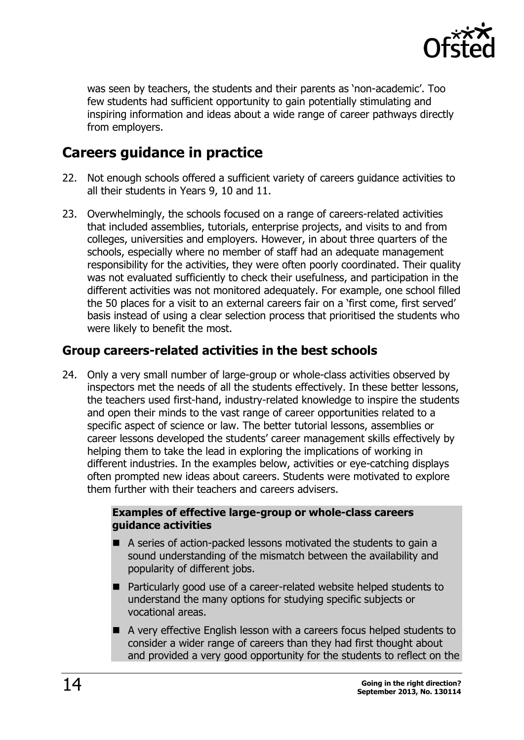was seen by teachers, the students and their parents as 'non-academic'. Too few students had sufficient opportunity to gain potentially stimulating and inspiring information and ideas about a wide range of career pathways directly from employers.

## Careers guidance in practice

22. Not enough schools offered a sufficient variety of careers guidance activities to all their students in Years 9, 10 and 11.

23. Overwhelmingly, the schools focused on a range of careers-related activities that included assemblies, tutorials, enterprise projects, and visits to and from colleges, universities and employers. However, in about three quarters of the schools, especially where no member of staff had an adequate management responsibility for the activities, they were often poorly coordinated. Their quality was not evaluated sufficiently to check their usefulness, and participation in the different activities was not monitored adequately. For example, one school filled the 50 places for a visit to an external careers fair on a 'first come, first served' basis instead of using a clear selection process that prioritised the students who were likely to benefit the most.

### Group careers-related activities in the best schools

24. Only a very small number of large-group or whole-class activities observed by inspectors met the needs of all the students effectively. In these better lessons, the teachers used first-hand, industry-related knowledge to inspire the students and open their minds to the vast range of career opportunities related to a specific aspect of science or law. The better tutorial lessons, assemblies or career lessons developed the students' career management skills effectively by helping them to take the lead in exploring the implications of working in different industries. In the examples below, activities or eye-catching displays often prompted new ideas about careers. Students were motivated to explore them further with their teachers and careers advisers.

**Examples of effective large-group or whole-class careers guidance activities**

- A series of action-packed lessons motivated the students to gain a sound understanding of the mismatch between the availability and popularity of different jobs.
- Particularly good use of a career-related website helped students to understand the many options for studying specific subjects or vocational areas.
- A very effective English lesson with a careers focus helped students to consider a wider range of careers than they had first thought about and provided a very good opportunity for the students to reflect on the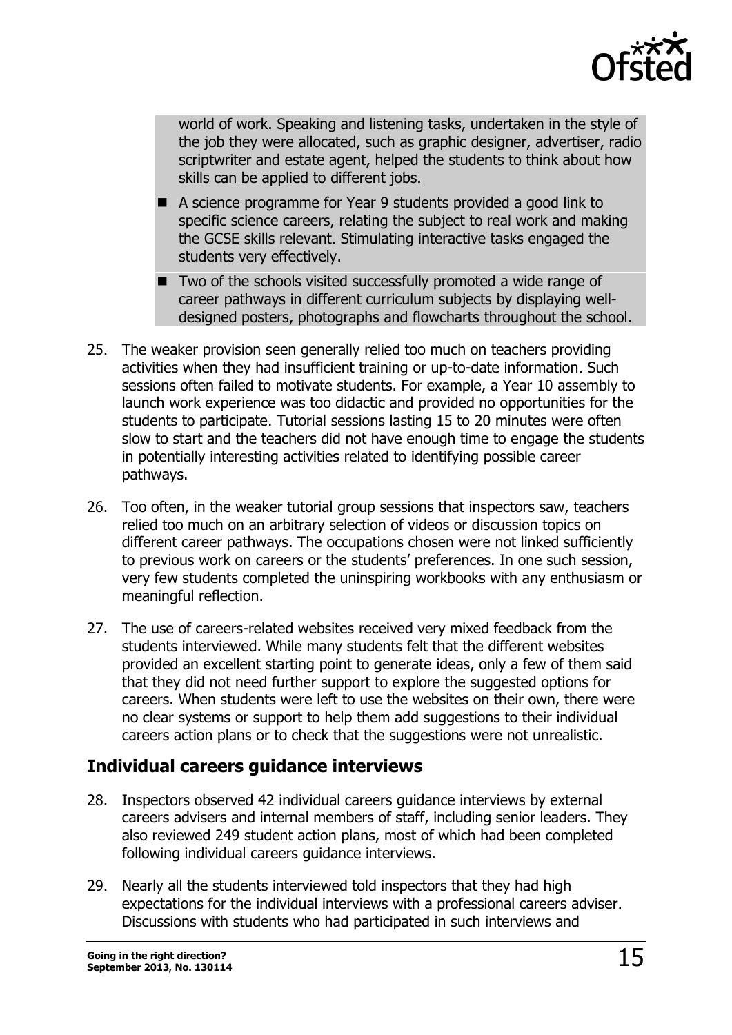world of work. Speaking and listening tasks, undertaken in the style of the job they were allocated, such as graphic designer, advertiser, radio scriptwriter and estate agent, helped the students to think about how skills can be applied to different jobs.

- A science programme for Year 9 students provided a good link to specific science careers, relating the subject to real work and making the GCSE skills relevant. Stimulating interactive tasks engaged the students very effectively.
- Two of the schools visited successfully promoted a wide range of career pathways in different curriculum subjects by displaying well-designed posters, photographs and flowcharts throughout the school.

25. The weaker provision seen generally relied too much on teachers providing activities when they had insufficient training or up-to-date information. Such sessions often failed to motivate students. For example, a Year 10 assembly to launch work experience was too didactic and provided no opportunities for the students to participate. Tutorial sessions lasting 15 to 20 minutes were often slow to start and the teachers did not have enough time to engage the students in potentially interesting activities related to identifying possible career pathways.

26. Too often, in the weaker tutorial group sessions that inspectors saw, teachers relied too much on an arbitrary selection of videos or discussion topics on different career pathways. The occupations chosen were not linked sufficiently to previous work on careers or the students' preferences. In one such session, very few students completed the uninspiring workbooks with any enthusiasm or meaningful reflection.

27. The use of careers-related websites received very mixed feedback from the students interviewed. While many students felt that the different websites provided an excellent starting point to generate ideas, only a few of them said that they did not need further support to explore the suggested options for careers. When students were left to use the websites on their own, there were no clear systems or support to help them add suggestions to their individual careers action plans or to check that the suggestions were not unrealistic.

## Individual careers guidance interviews

28. Inspectors observed 42 individual careers guidance interviews by external careers advisers and internal members of staff, including senior leaders. They also reviewed 249 student action plans, most of which had been completed following individual careers guidance interviews.

29. Nearly all the students interviewed told inspectors that they had high expectations for the individual interviews with a professional careers adviser. Discussions with students who had participated in such interviews and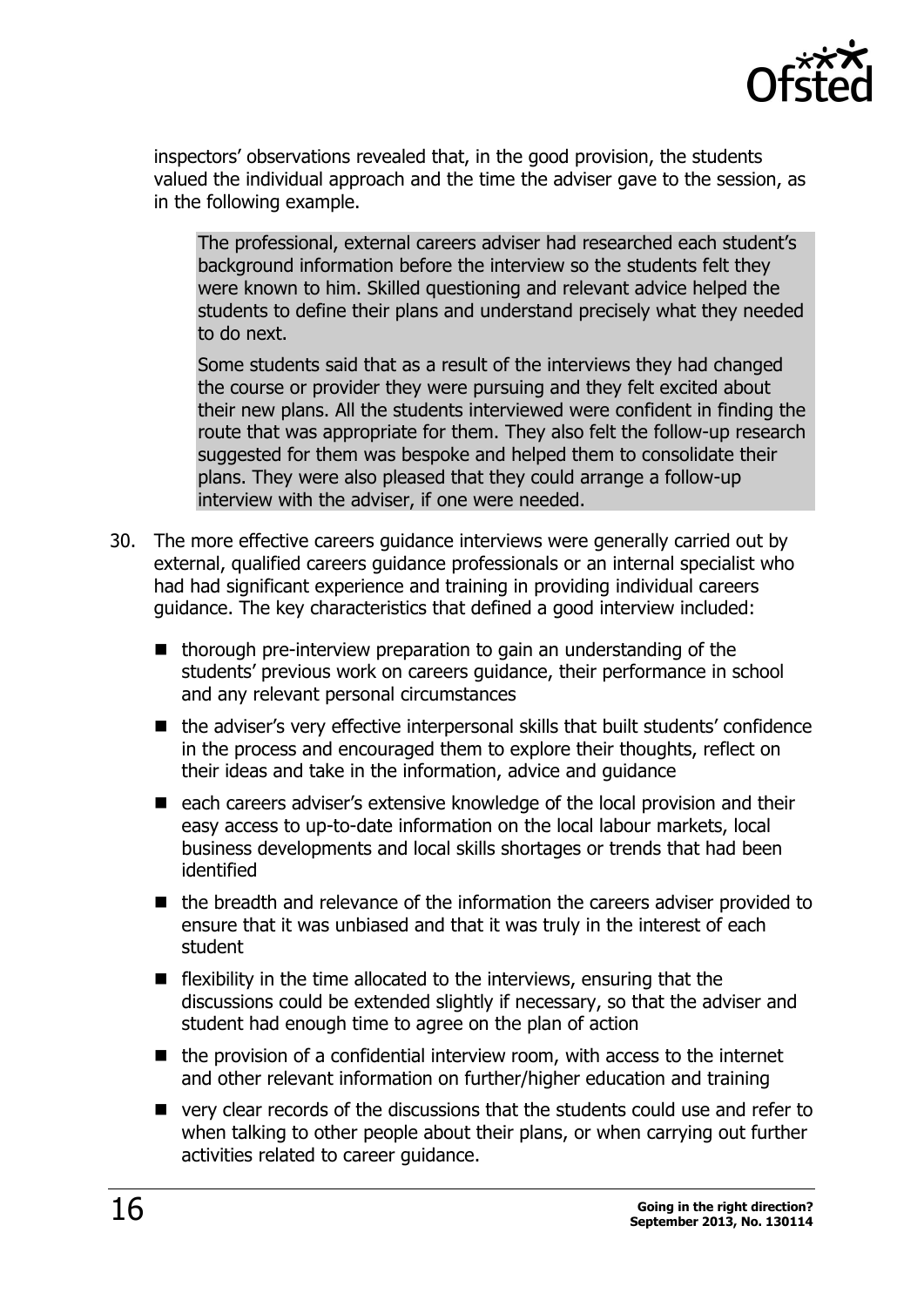inspectors' observations revealed that, in the good provision, the students valued the individual approach and the time the adviser gave to the session, as in the following example.

> The professional, external careers adviser had researched each student's background information before the interview so the students felt they were known to him. Skilled questioning and relevant advice helped the students to define their plans and understand precisely what they needed to do next.
>
> Some students said that as a result of the interviews they had changed the course or provider they were pursuing and they felt excited about their new plans. All the students interviewed were confident in finding the route that was appropriate for them. They also felt the follow-up research suggested for them was bespoke and helped them to consolidate their plans. They were also pleased that they could arrange a follow-up interview with the adviser, if one were needed.

30. The more effective careers guidance interviews were generally carried out by external, qualified careers guidance professionals or an internal specialist who had had significant experience and training in providing individual careers guidance. The key characteristics that defined a good interview included:

    - thorough pre-interview preparation to gain an understanding of the students' previous work on careers guidance, their performance in school and any relevant personal circumstances
    - the adviser's very effective interpersonal skills that built students' confidence in the process and encouraged them to explore their thoughts, reflect on their ideas and take in the information, advice and guidance
    - each careers adviser's extensive knowledge of the local provision and their easy access to up-to-date information on the local labour markets, local business developments and local skills shortages or trends that had been identified
    - the breadth and relevance of the information the careers adviser provided to ensure that it was unbiased and that it was truly in the interest of each student
    - flexibility in the time allocated to the interviews, ensuring that the discussions could be extended slightly if necessary, so that the adviser and student had enough time to agree on the plan of action
    - the provision of a confidential interview room, with access to the internet and other relevant information on further/higher education and training
    - very clear records of the discussions that the students could use and refer to when talking to other people about their plans, or when carrying out further activities related to career guidance.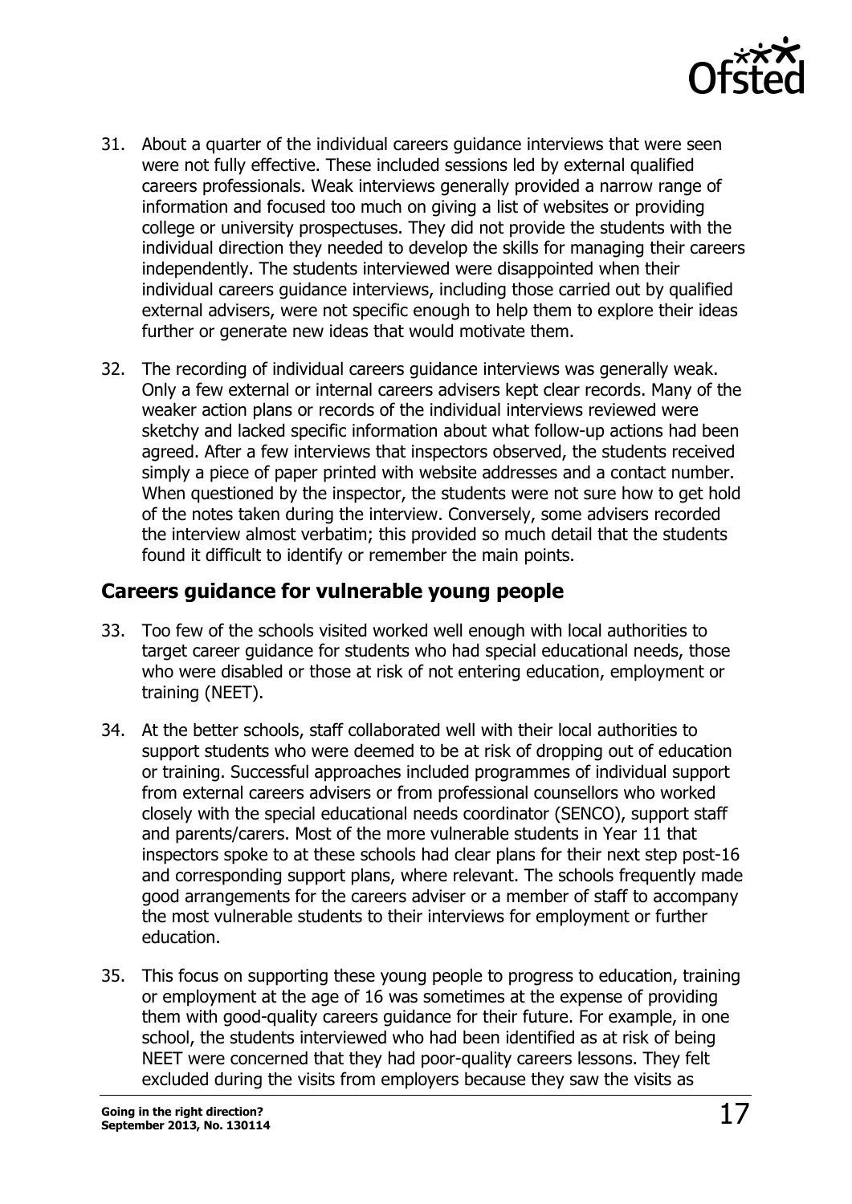31. About a quarter of the individual careers guidance interviews that were seen were not fully effective. These included sessions led by external qualified careers professionals. Weak interviews generally provided a narrow range of information and focused too much on giving a list of websites or providing college or university prospectuses. They did not provide the students with the individual direction they needed to develop the skills for managing their careers independently. The students interviewed were disappointed when their individual careers guidance interviews, including those carried out by qualified external advisers, were not specific enough to help them to explore their ideas further or generate new ideas that would motivate them.

32. The recording of individual careers guidance interviews was generally weak. Only a few external or internal careers advisers kept clear records. Many of the weaker action plans or records of the individual interviews reviewed were sketchy and lacked specific information about what follow-up actions had been agreed. After a few interviews that inspectors observed, the students received simply a piece of paper printed with website addresses and a contact number. When questioned by the inspector, the students were not sure how to get hold of the notes taken during the interview. Conversely, some advisers recorded the interview almost verbatim; this provided so much detail that the students found it difficult to identify or remember the main points.

## Careers guidance for vulnerable young people

33. Too few of the schools visited worked well enough with local authorities to target career guidance for students who had special educational needs, those who were disabled or those at risk of not entering education, employment or training (NEET).

34. At the better schools, staff collaborated well with their local authorities to support students who were deemed to be at risk of dropping out of education or training. Successful approaches included programmes of individual support from external careers advisers or from professional counsellors who worked closely with the special educational needs coordinator (SENCO), support staff and parents/carers. Most of the more vulnerable students in Year 11 that inspectors spoke to at these schools had clear plans for their next step post-16 and corresponding support plans, where relevant. The schools frequently made good arrangements for the careers adviser or a member of staff to accompany the most vulnerable students to their interviews for employment or further education.

35. This focus on supporting these young people to progress to education, training or employment at the age of 16 was sometimes at the expense of providing them with good-quality careers guidance for their future. For example, in one school, the students interviewed who had been identified as at risk of being NEET were concerned that they had poor-quality careers lessons. They felt excluded during the visits from employers because they saw the visits as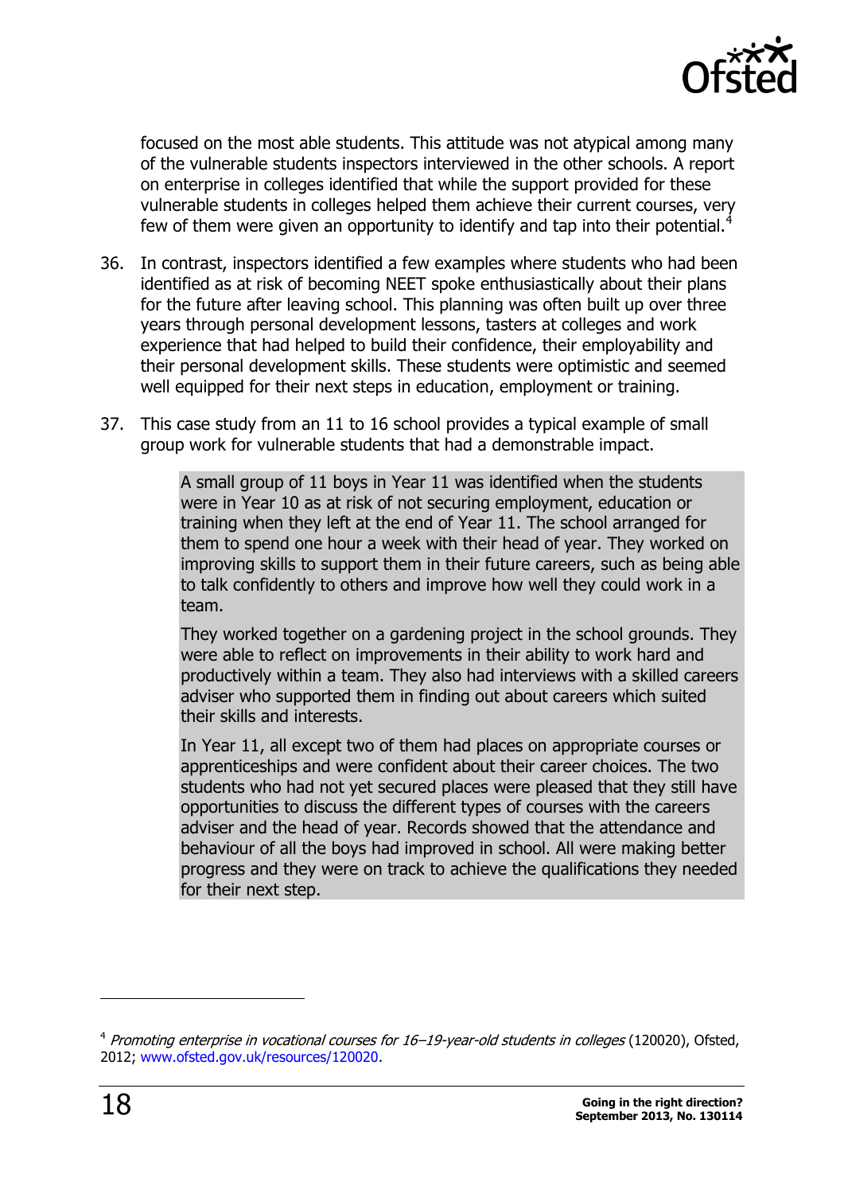focused on the most able students. This attitude was not atypical among many of the vulnerable students inspectors interviewed in the other schools. A report on enterprise in colleges identified that while the support provided for these vulnerable students in colleges helped them achieve their current courses, very few of them were given an opportunity to identify and tap into their potential.[4]

36. In contrast, inspectors identified a few examples where students who had been identified as at risk of becoming NEET spoke enthusiastically about their plans for the future after leaving school. This planning was often built up over three years through personal development lessons, tasters at colleges and work experience that had helped to build their confidence, their employability and their personal development skills. These students were optimistic and seemed well equipped for their next steps in education, employment or training.

37. This case study from an 11 to 16 school provides a typical example of small group work for vulnerable students that had a demonstrable impact.

> A small group of 11 boys in Year 11 was identified when the students were in Year 10 as at risk of not securing employment, education or training when they left at the end of Year 11. The school arranged for them to spend one hour a week with their head of year. They worked on improving skills to support them in their future careers, such as being able to talk confidently to others and improve how well they could work in a team.
>
> They worked together on a gardening project in the school grounds. They were able to reflect on improvements in their ability to work hard and productively within a team. They also had interviews with a skilled careers adviser who supported them in finding out about careers which suited their skills and interests.
>
> In Year 11, all except two of them had places on appropriate courses or apprenticeships and were confident about their career choices. The two students who had not yet secured places were pleased that they still have opportunities to discuss the different types of courses with the careers adviser and the head of year. Records showed that the attendance and behaviour of all the boys had improved in school. All were making better progress and they were on track to achieve the qualifications they needed for their next step.

---

[4] *Promoting enterprise in vocational courses for 16–19-year-old students in colleges* (120020), Ofsted, 2012; www.ofsted.gov.uk/resources/120020.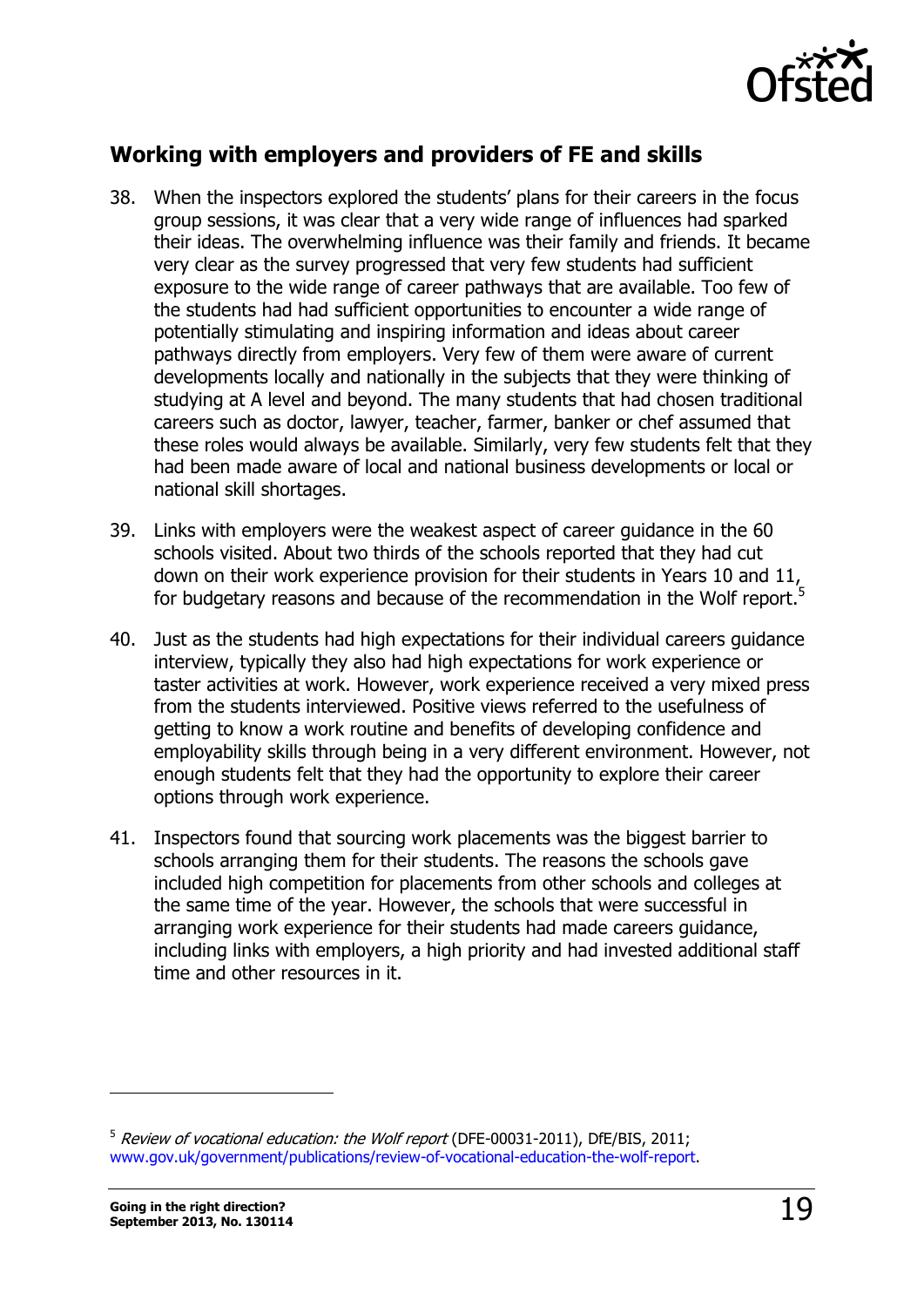## Working with employers and providers of FE and skills

38. When the inspectors explored the students' plans for their careers in the focus group sessions, it was clear that a very wide range of influences had sparked their ideas. The overwhelming influence was their family and friends. It became very clear as the survey progressed that very few students had sufficient exposure to the wide range of career pathways that are available. Too few of the students had had sufficient opportunities to encounter a wide range of potentially stimulating and inspiring information and ideas about career pathways directly from employers. Very few of them were aware of current developments locally and nationally in the subjects that they were thinking of studying at A level and beyond. The many students that had chosen traditional careers such as doctor, lawyer, teacher, farmer, banker or chef assumed that these roles would always be available. Similarly, very few students felt that they had been made aware of local and national business developments or local or national skill shortages.

39. Links with employers were the weakest aspect of career guidance in the 60 schools visited. About two thirds of the schools reported that they had cut down on their work experience provision for their students in Years 10 and 11, for budgetary reasons and because of the recommendation in the Wolf report.[5]

40. Just as the students had high expectations for their individual careers guidance interview, typically they also had high expectations for work experience or taster activities at work. However, work experience received a very mixed press from the students interviewed. Positive views referred to the usefulness of getting to know a work routine and benefits of developing confidence and employability skills through being in a very different environment. However, not enough students felt that they had the opportunity to explore their career options through work experience.

41. Inspectors found that sourcing work placements was the biggest barrier to schools arranging them for their students. The reasons the schools gave included high competition for placements from other schools and colleges at the same time of the year. However, the schools that were successful in arranging work experience for their students had made careers guidance, including links with employers, a high priority and had invested additional staff time and other resources in it.

---

[5] *Review of vocational education: the Wolf report* (DFE-00031-2011), DfE/BIS, 2011; www.gov.uk/government/publications/review-of-vocational-education-the-wolf-report.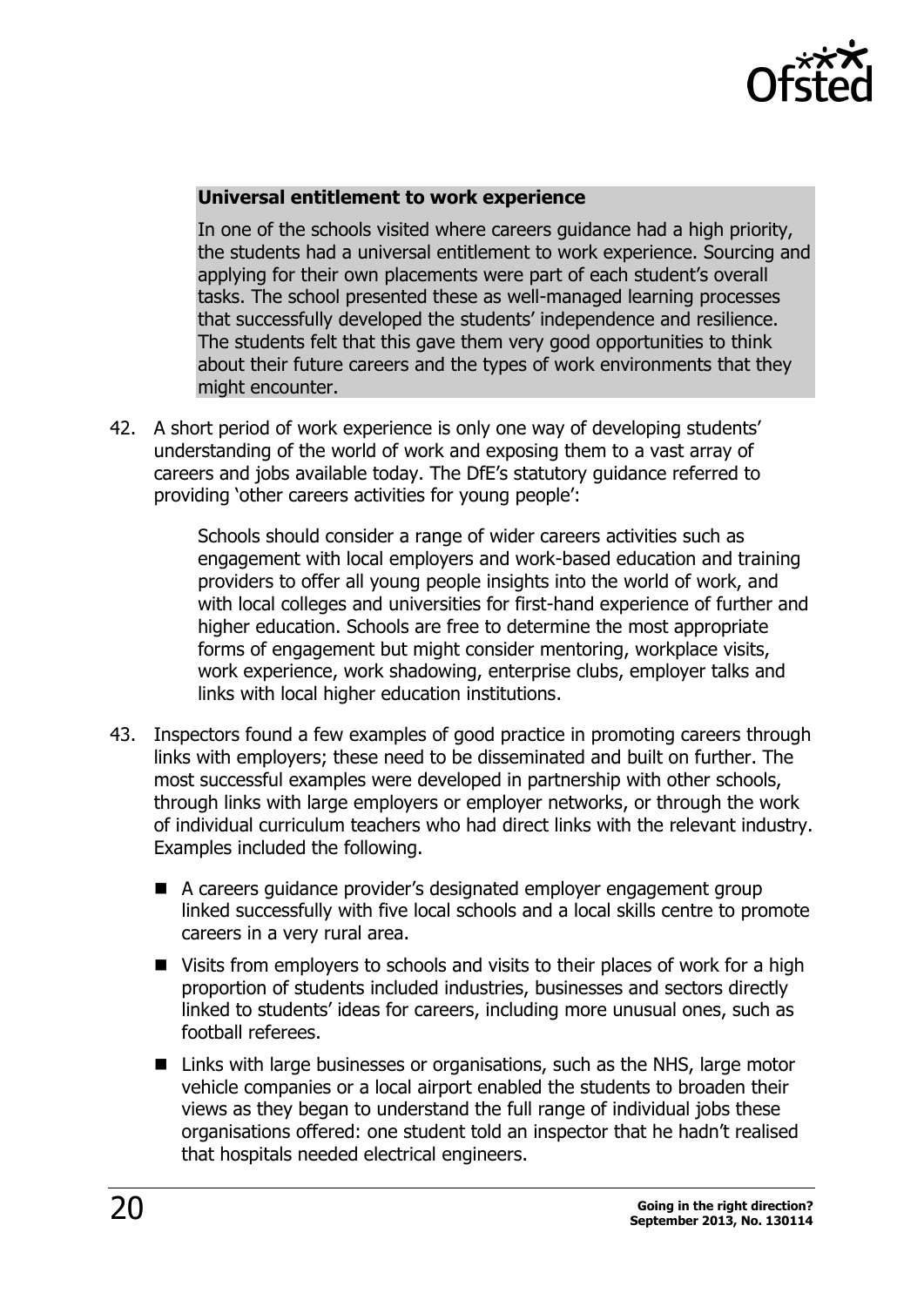**Universal entitlement to work experience**

In one of the schools visited where careers guidance had a high priority, the students had a universal entitlement to work experience. Sourcing and applying for their own placements were part of each student's overall tasks. The school presented these as well-managed learning processes that successfully developed the students' independence and resilience. The students felt that this gave them very good opportunities to think about their future careers and the types of work environments that they might encounter.

42. A short period of work experience is only one way of developing students' understanding of the world of work and exposing them to a vast array of careers and jobs available today. The DfE's statutory guidance referred to providing 'other careers activities for young people':

> Schools should consider a range of wider careers activities such as engagement with local employers and work-based education and training providers to offer all young people insights into the world of work, and with local colleges and universities for first-hand experience of further and higher education. Schools are free to determine the most appropriate forms of engagement but might consider mentoring, workplace visits, work experience, work shadowing, enterprise clubs, employer talks and links with local higher education institutions.

43. Inspectors found a few examples of good practice in promoting careers through links with employers; these need to be disseminated and built on further. The most successful examples were developed in partnership with other schools, through links with large employers or employer networks, or through the work of individual curriculum teachers who had direct links with the relevant industry. Examples included the following.

- A careers guidance provider's designated employer engagement group linked successfully with five local schools and a local skills centre to promote careers in a very rural area.
- Visits from employers to schools and visits to their places of work for a high proportion of students included industries, businesses and sectors directly linked to students' ideas for careers, including more unusual ones, such as football referees.
- Links with large businesses or organisations, such as the NHS, large motor vehicle companies or a local airport enabled the students to broaden their views as they began to understand the full range of individual jobs these organisations offered: one student told an inspector that he hadn't realised that hospitals needed electrical engineers.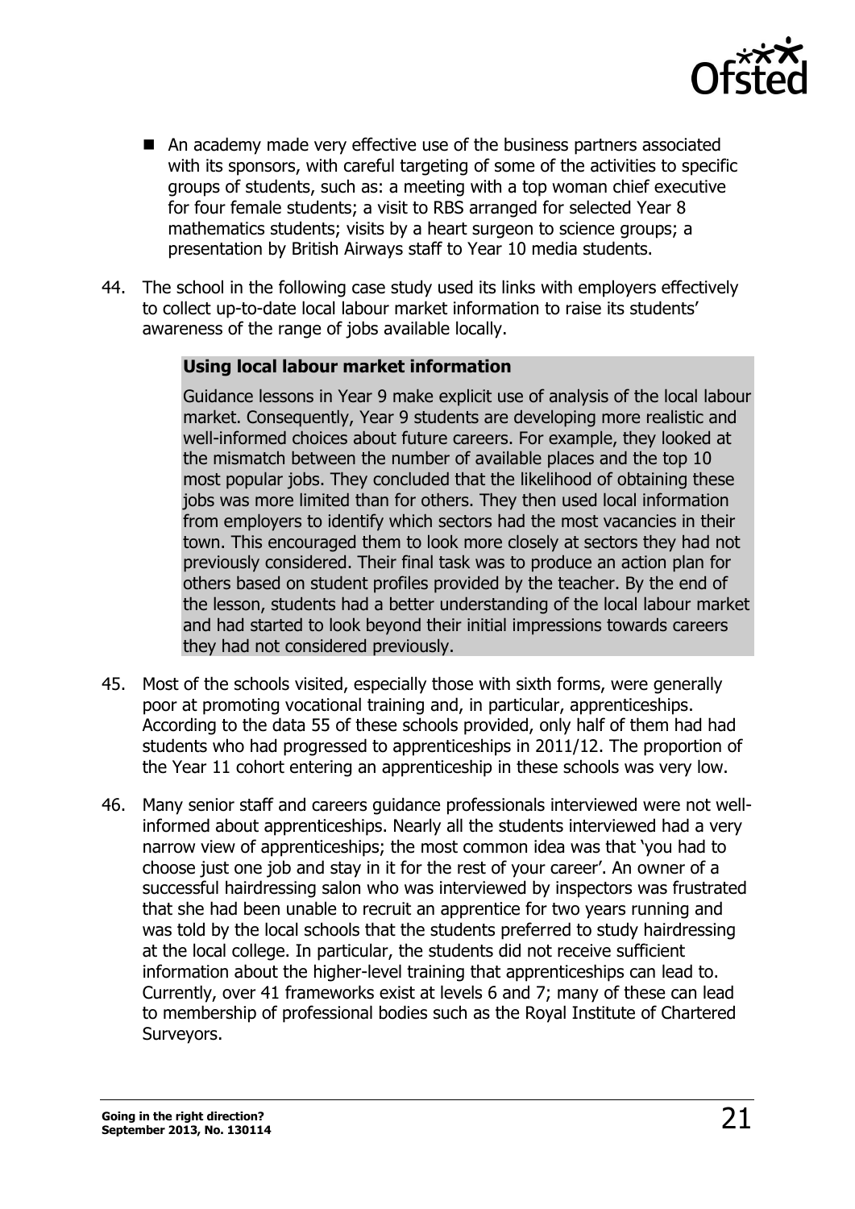- An academy made very effective use of the business partners associated with its sponsors, with careful targeting of some of the activities to specific groups of students, such as: a meeting with a top woman chief executive for four female students; a visit to RBS arranged for selected Year 8 mathematics students; visits by a heart surgeon to science groups; a presentation by British Airways staff to Year 10 media students.

44. The school in the following case study used its links with employers effectively to collect up-to-date local labour market information to raise its students' awareness of the range of jobs available locally.

> **Using local labour market information**
>
> Guidance lessons in Year 9 make explicit use of analysis of the local labour market. Consequently, Year 9 students are developing more realistic and well-informed choices about future careers. For example, they looked at the mismatch between the number of available places and the top 10 most popular jobs. They concluded that the likelihood of obtaining these jobs was more limited than for others. They then used local information from employers to identify which sectors had the most vacancies in their town. This encouraged them to look more closely at sectors they had not previously considered. Their final task was to produce an action plan for others based on student profiles provided by the teacher. By the end of the lesson, students had a better understanding of the local labour market and had started to look beyond their initial impressions towards careers they had not considered previously.

45. Most of the schools visited, especially those with sixth forms, were generally poor at promoting vocational training and, in particular, apprenticeships. According to the data 55 of these schools provided, only half of them had had students who had progressed to apprenticeships in 2011/12. The proportion of the Year 11 cohort entering an apprenticeship in these schools was very low.

46. Many senior staff and careers guidance professionals interviewed were not well-informed about apprenticeships. Nearly all the students interviewed had a very narrow view of apprenticeships; the most common idea was that 'you had to choose just one job and stay in it for the rest of your career'. An owner of a successful hairdressing salon who was interviewed by inspectors was frustrated that she had been unable to recruit an apprentice for two years running and was told by the local schools that the students preferred to study hairdressing at the local college. In particular, the students did not receive sufficient information about the higher-level training that apprenticeships can lead to. Currently, over 41 frameworks exist at levels 6 and 7; many of these can lead to membership of professional bodies such as the Royal Institute of Chartered Surveyors.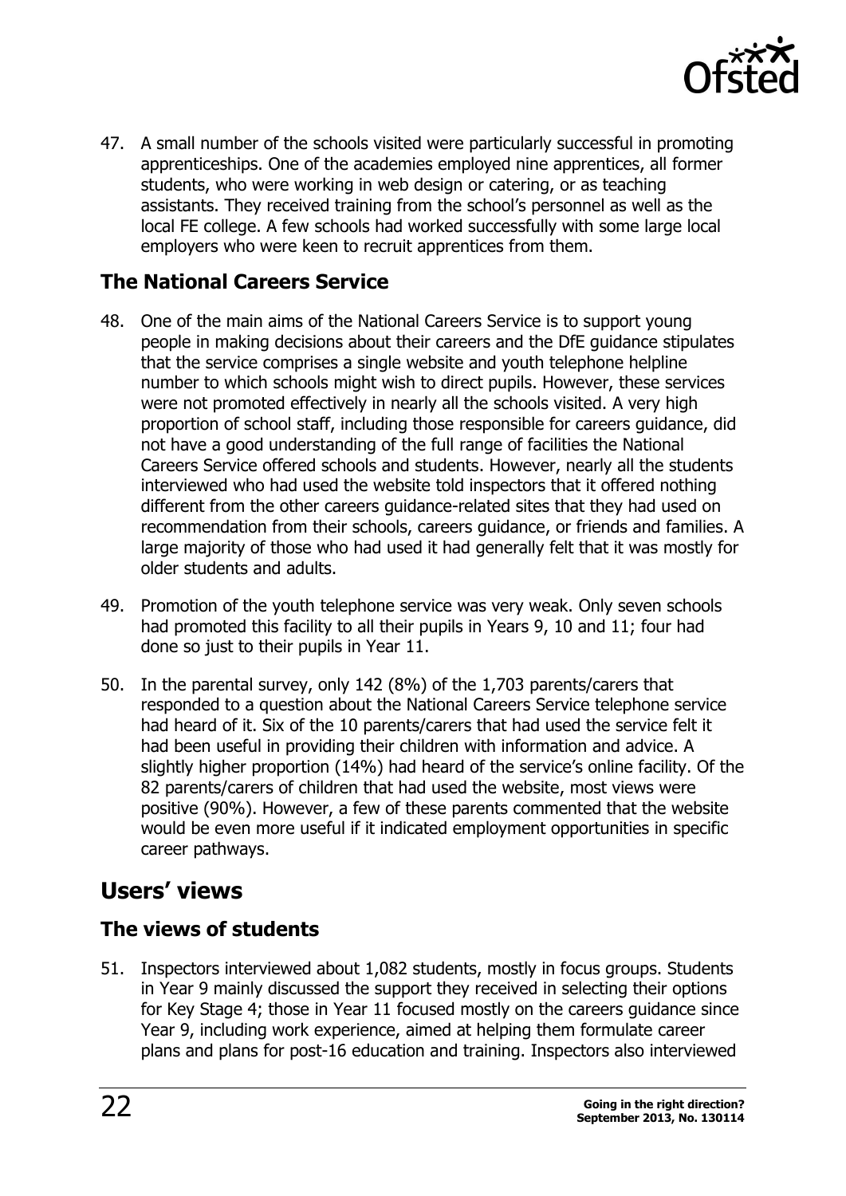47. A small number of the schools visited were particularly successful in promoting apprenticeships. One of the academies employed nine apprentices, all former students, who were working in web design or catering, or as teaching assistants. They received training from the school's personnel as well as the local FE college. A few schools had worked successfully with some large local employers who were keen to recruit apprentices from them.

### The National Careers Service

48. One of the main aims of the National Careers Service is to support young people in making decisions about their careers and the DfE guidance stipulates that the service comprises a single website and youth telephone helpline number to which schools might wish to direct pupils. However, these services were not promoted effectively in nearly all the schools visited. A very high proportion of school staff, including those responsible for careers guidance, did not have a good understanding of the full range of facilities the National Careers Service offered schools and students. However, nearly all the students interviewed who had used the website told inspectors that it offered nothing different from the other careers guidance-related sites that they had used on recommendation from their schools, careers guidance, or friends and families. A large majority of those who had used it had generally felt that it was mostly for older students and adults.

49. Promotion of the youth telephone service was very weak. Only seven schools had promoted this facility to all their pupils in Years 9, 10 and 11; four had done so just to their pupils in Year 11.

50. In the parental survey, only 142 (8%) of the 1,703 parents/carers that responded to a question about the National Careers Service telephone service had heard of it. Six of the 10 parents/carers that had used the service felt it had been useful in providing their children with information and advice. A slightly higher proportion (14%) had heard of the service's online facility. Of the 82 parents/carers of children that had used the website, most views were positive (90%). However, a few of these parents commented that the website would be even more useful if it indicated employment opportunities in specific career pathways.

## Users' views

### The views of students

51. Inspectors interviewed about 1,082 students, mostly in focus groups. Students in Year 9 mainly discussed the support they received in selecting their options for Key Stage 4; those in Year 11 focused mostly on the careers guidance since Year 9, including work experience, aimed at helping them formulate career plans and plans for post-16 education and training. Inspectors also interviewed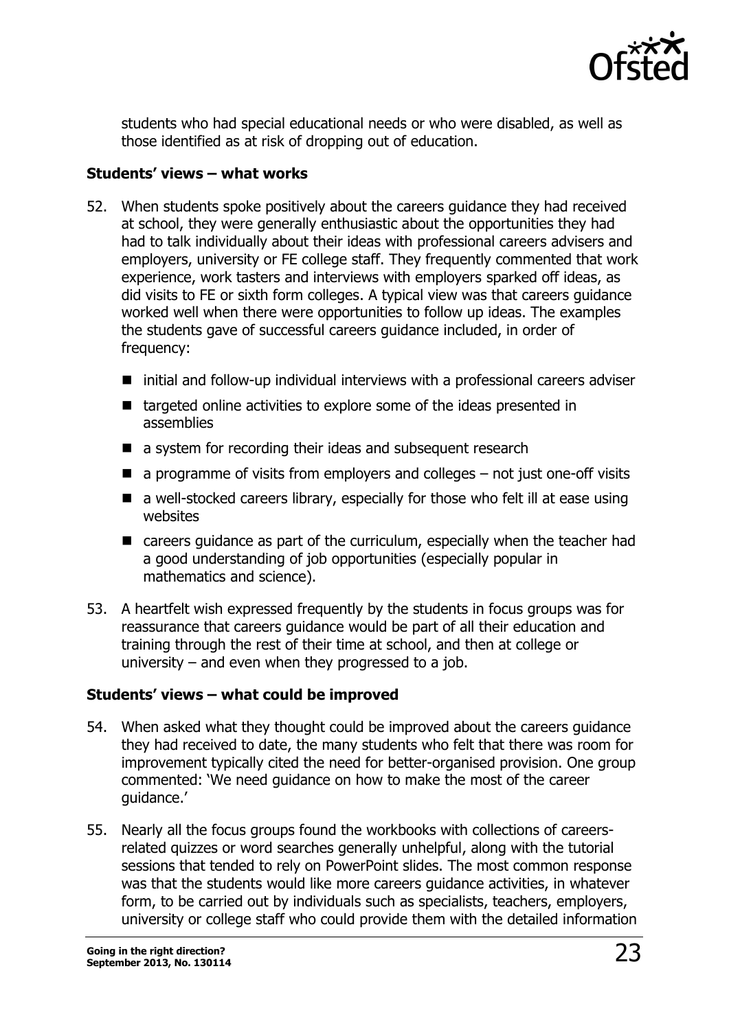students who had special educational needs or who were disabled, as well as those identified as at risk of dropping out of education.

**Students' views – what works**

52. When students spoke positively about the careers guidance they had received at school, they were generally enthusiastic about the opportunities they had had to talk individually about their ideas with professional careers advisers and employers, university or FE college staff. They frequently commented that work experience, work tasters and interviews with employers sparked off ideas, as did visits to FE or sixth form colleges. A typical view was that careers guidance worked well when there were opportunities to follow up ideas. The examples the students gave of successful careers guidance included, in order of frequency:

    - initial and follow-up individual interviews with a professional careers adviser
    - targeted online activities to explore some of the ideas presented in assemblies
    - a system for recording their ideas and subsequent research
    - a programme of visits from employers and colleges – not just one-off visits
    - a well-stocked careers library, especially for those who felt ill at ease using websites
    - careers guidance as part of the curriculum, especially when the teacher had a good understanding of job opportunities (especially popular in mathematics and science).

53. A heartfelt wish expressed frequently by the students in focus groups was for reassurance that careers guidance would be part of all their education and training through the rest of their time at school, and then at college or university – and even when they progressed to a job.

**Students' views – what could be improved**

54. When asked what they thought could be improved about the careers guidance they had received to date, the many students who felt that there was room for improvement typically cited the need for better-organised provision. One group commented: 'We need guidance on how to make the most of the career guidance.'

55. Nearly all the focus groups found the workbooks with collections of careers-related quizzes or word searches generally unhelpful, along with the tutorial sessions that tended to rely on PowerPoint slides. The most common response was that the students would like more careers guidance activities, in whatever form, to be carried out by individuals such as specialists, teachers, employers, university or college staff who could provide them with the detailed information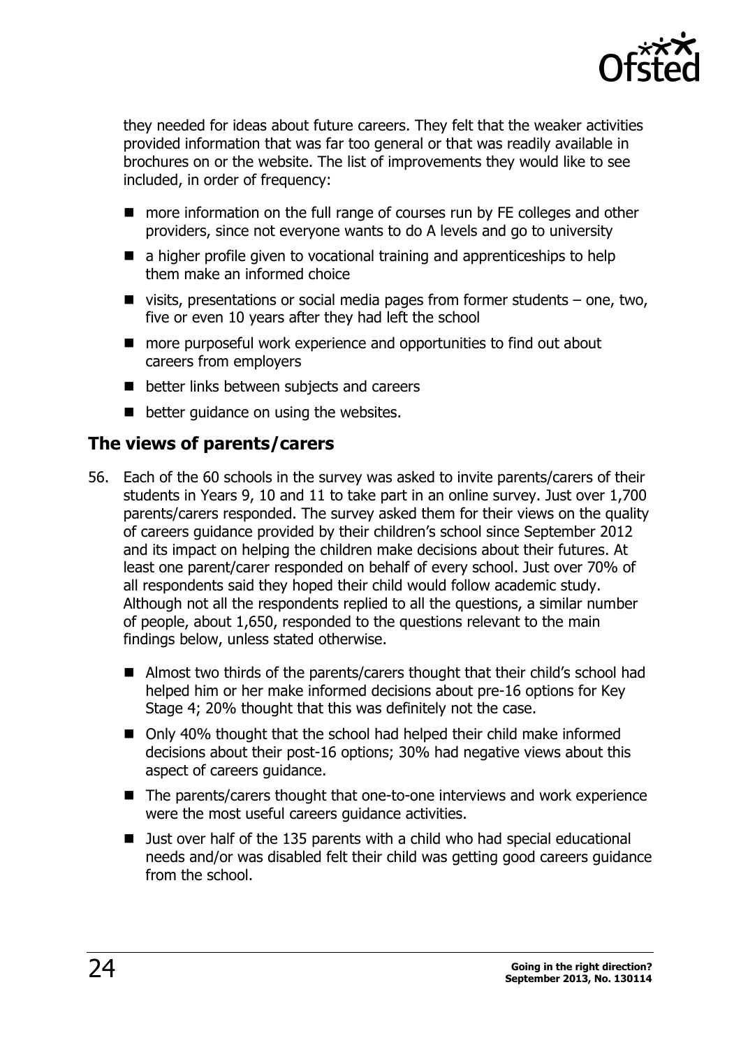they needed for ideas about future careers. They felt that the weaker activities provided information that was far too general or that was readily available in brochures on or the website. The list of improvements they would like to see included, in order of frequency:

- more information on the full range of courses run by FE colleges and other providers, since not everyone wants to do A levels and go to university
- a higher profile given to vocational training and apprenticeships to help them make an informed choice
- visits, presentations or social media pages from former students – one, two, five or even 10 years after they had left the school
- more purposeful work experience and opportunities to find out about careers from employers
- better links between subjects and careers
- better guidance on using the websites.

## The views of parents/carers

56. Each of the 60 schools in the survey was asked to invite parents/carers of their students in Years 9, 10 and 11 to take part in an online survey. Just over 1,700 parents/carers responded. The survey asked them for their views on the quality of careers guidance provided by their children's school since September 2012 and its impact on helping the children make decisions about their futures. At least one parent/carer responded on behalf of every school. Just over 70% of all respondents said they hoped their child would follow academic study. Although not all the respondents replied to all the questions, a similar number of people, about 1,650, responded to the questions relevant to the main findings below, unless stated otherwise.

    - Almost two thirds of the parents/carers thought that their child's school had helped him or her make informed decisions about pre-16 options for Key Stage 4; 20% thought that this was definitely not the case.
    - Only 40% thought that the school had helped their child make informed decisions about their post-16 options; 30% had negative views about this aspect of careers guidance.
    - The parents/carers thought that one-to-one interviews and work experience were the most useful careers guidance activities.
    - Just over half of the 135 parents with a child who had special educational needs and/or was disabled felt their child was getting good careers guidance from the school.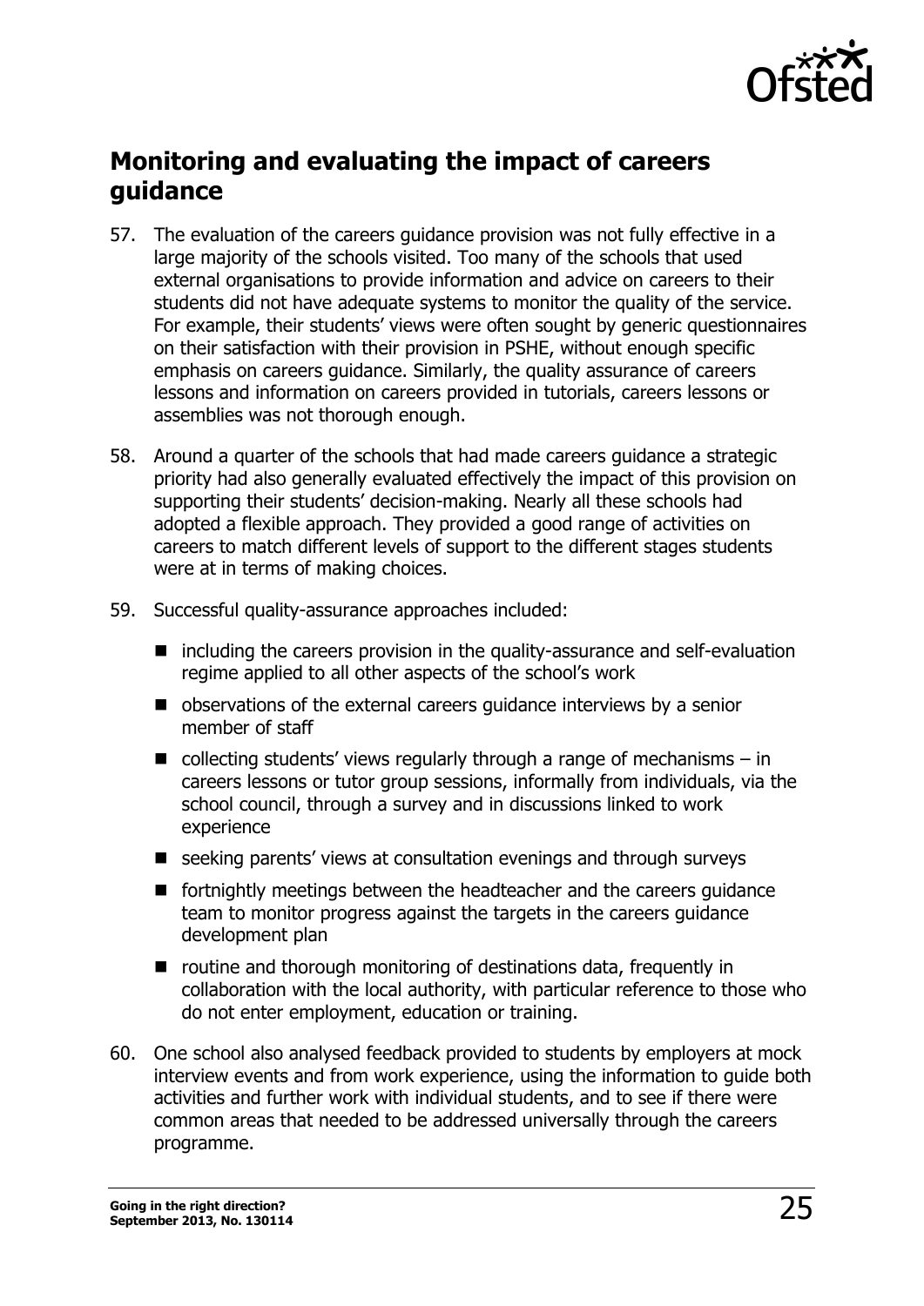## Monitoring and evaluating the impact of careers guidance

57. The evaluation of the careers guidance provision was not fully effective in a large majority of the schools visited. Too many of the schools that used external organisations to provide information and advice on careers to their students did not have adequate systems to monitor the quality of the service. For example, their students' views were often sought by generic questionnaires on their satisfaction with their provision in PSHE, without enough specific emphasis on careers guidance. Similarly, the quality assurance of careers lessons and information on careers provided in tutorials, careers lessons or assemblies was not thorough enough.

58. Around a quarter of the schools that had made careers guidance a strategic priority had also generally evaluated effectively the impact of this provision on supporting their students' decision-making. Nearly all these schools had adopted a flexible approach. They provided a good range of activities on careers to match different levels of support to the different stages students were at in terms of making choices.

59. Successful quality-assurance approaches included:

   - including the careers provision in the quality-assurance and self-evaluation regime applied to all other aspects of the school's work
   - observations of the external careers guidance interviews by a senior member of staff
   - collecting students' views regularly through a range of mechanisms – in careers lessons or tutor group sessions, informally from individuals, via the school council, through a survey and in discussions linked to work experience
   - seeking parents' views at consultation evenings and through surveys
   - fortnightly meetings between the headteacher and the careers guidance team to monitor progress against the targets in the careers guidance development plan
   - routine and thorough monitoring of destinations data, frequently in collaboration with the local authority, with particular reference to those who do not enter employment, education or training.

60. One school also analysed feedback provided to students by employers at mock interview events and from work experience, using the information to guide both activities and further work with individual students, and to see if there were common areas that needed to be addressed universally through the careers programme.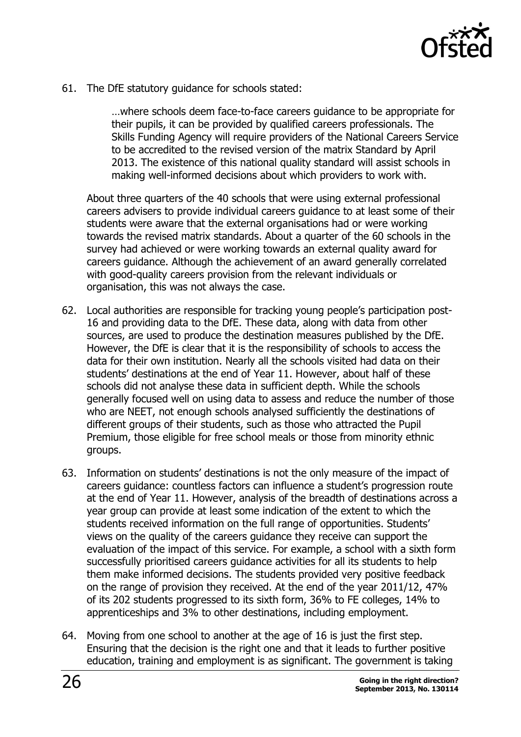61. The DfE statutory guidance for schools stated:

> …where schools deem face-to-face careers guidance to be appropriate for their pupils, it can be provided by qualified careers professionals. The Skills Funding Agency will require providers of the National Careers Service to be accredited to the revised version of the matrix Standard by April 2013. The existence of this national quality standard will assist schools in making well-informed decisions about which providers to work with.

About three quarters of the 40 schools that were using external professional careers advisers to provide individual careers guidance to at least some of their students were aware that the external organisations had or were working towards the revised matrix standards. About a quarter of the 60 schools in the survey had achieved or were working towards an external quality award for careers guidance. Although the achievement of an award generally correlated with good-quality careers provision from the relevant individuals or organisation, this was not always the case.

62. Local authorities are responsible for tracking young people's participation post-16 and providing data to the DfE. These data, along with data from other sources, are used to produce the destination measures published by the DfE. However, the DfE is clear that it is the responsibility of schools to access the data for their own institution. Nearly all the schools visited had data on their students' destinations at the end of Year 11. However, about half of these schools did not analyse these data in sufficient depth. While the schools generally focused well on using data to assess and reduce the number of those who are NEET, not enough schools analysed sufficiently the destinations of different groups of their students, such as those who attracted the Pupil Premium, those eligible for free school meals or those from minority ethnic groups.

63. Information on students' destinations is not the only measure of the impact of careers guidance: countless factors can influence a student's progression route at the end of Year 11. However, analysis of the breadth of destinations across a year group can provide at least some indication of the extent to which the students received information on the full range of opportunities. Students' views on the quality of the careers guidance they receive can support the evaluation of the impact of this service. For example, a school with a sixth form successfully prioritised careers guidance activities for all its students to help them make informed decisions. The students provided very positive feedback on the range of provision they received. At the end of the year 2011/12, 47% of its 202 students progressed to its sixth form, 36% to FE colleges, 14% to apprenticeships and 3% to other destinations, including employment.

64. Moving from one school to another at the age of 16 is just the first step. Ensuring that the decision is the right one and that it leads to further positive education, training and employment is as significant. The government is taking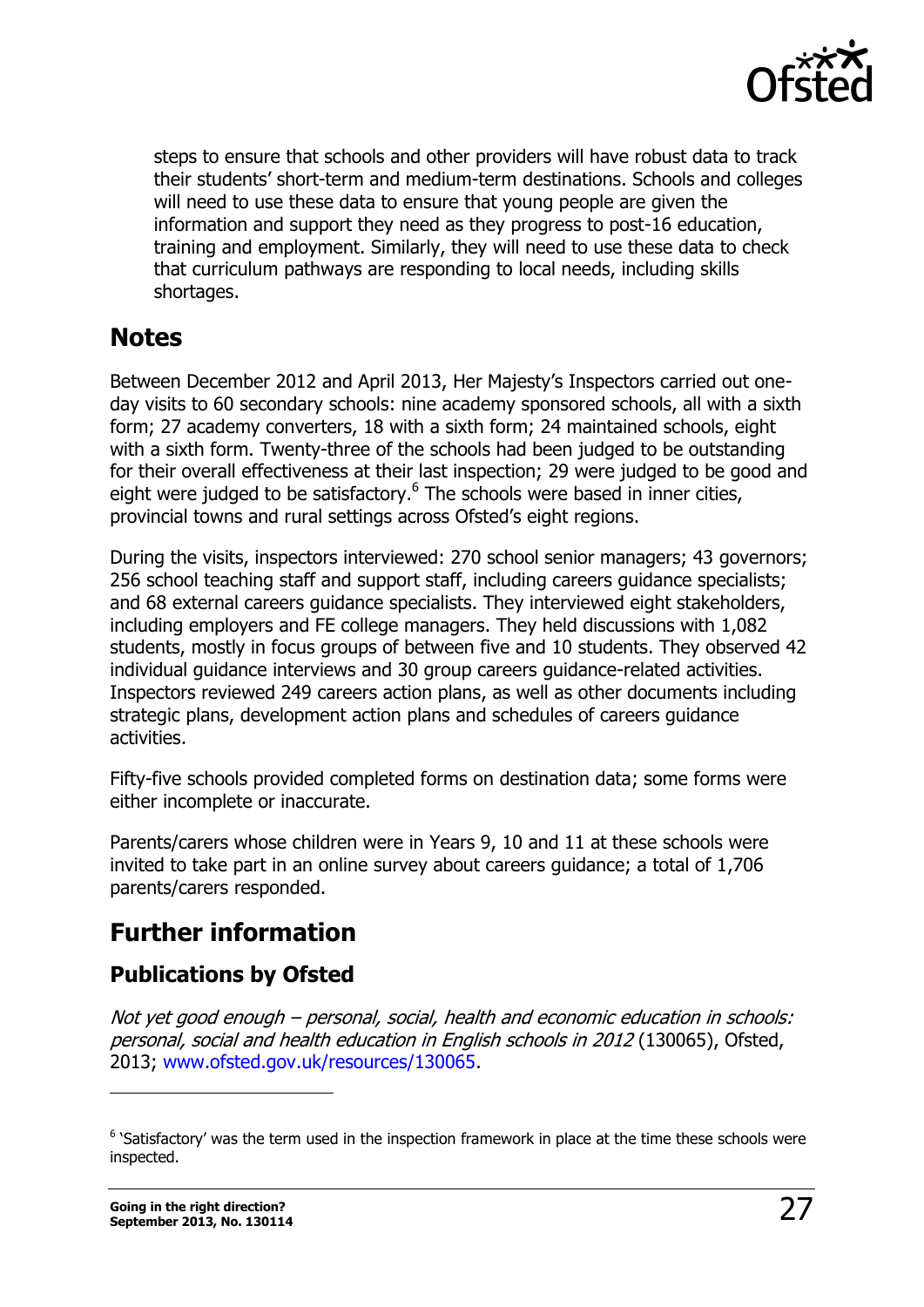steps to ensure that schools and other providers will have robust data to track their students' short-term and medium-term destinations. Schools and colleges will need to use these data to ensure that young people are given the information and support they need as they progress to post-16 education, training and employment. Similarly, they will need to use these data to check that curriculum pathways are responding to local needs, including skills shortages.

## Notes

Between December 2012 and April 2013, Her Majesty's Inspectors carried out one-day visits to 60 secondary schools: nine academy sponsored schools, all with a sixth form; 27 academy converters, 18 with a sixth form; 24 maintained schools, eight with a sixth form. Twenty-three of the schools had been judged to be outstanding for their overall effectiveness at their last inspection; 29 were judged to be good and eight were judged to be satisfactory.[6] The schools were based in inner cities, provincial towns and rural settings across Ofsted's eight regions.

During the visits, inspectors interviewed: 270 school senior managers; 43 governors; 256 school teaching staff and support staff, including careers guidance specialists; and 68 external careers guidance specialists. They interviewed eight stakeholders, including employers and FE college managers. They held discussions with 1,082 students, mostly in focus groups of between five and 10 students. They observed 42 individual guidance interviews and 30 group careers guidance-related activities. Inspectors reviewed 249 careers action plans, as well as other documents including strategic plans, development action plans and schedules of careers guidance activities.

Fifty-five schools provided completed forms on destination data; some forms were either incomplete or inaccurate.

Parents/carers whose children were in Years 9, 10 and 11 at these schools were invited to take part in an online survey about careers guidance; a total of 1,706 parents/carers responded.

## Further information

### Publications by Ofsted

*Not yet good enough – personal, social, health and economic education in schools: personal, social and health education in English schools in 2012* (130065), Ofsted, 2013; www.ofsted.gov.uk/resources/130065.

---

[6] 'Satisfactory' was the term used in the inspection framework in place at the time these schools were inspected.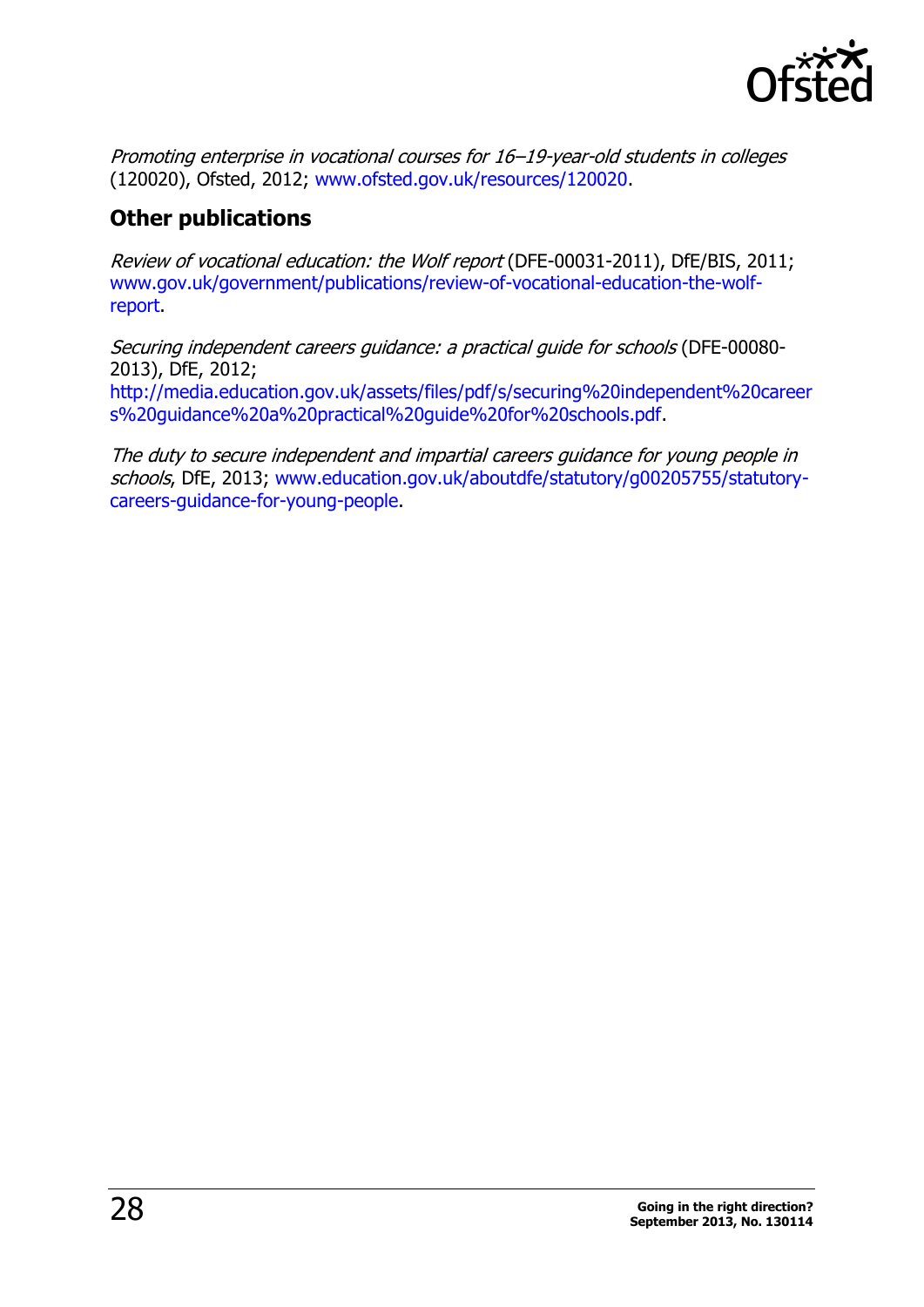*Promoting enterprise in vocational courses for 16–19-year-old students in colleges* (120020), Ofsted, 2012; www.ofsted.gov.uk/resources/120020.

## Other publications

*Review of vocational education: the Wolf report* (DFE-00031-2011), DfE/BIS, 2011; www.gov.uk/government/publications/review-of-vocational-education-the-wolf-report.

*Securing independent careers guidance: a practical guide for schools* (DFE-00080-2013), DfE, 2012; http://media.education.gov.uk/assets/files/pdf/s/securing%20independent%20careers%20guidance%20a%20practical%20guide%20for%20schools.pdf.

*The duty to secure independent and impartial careers guidance for young people in schools*, DfE, 2013; www.education.gov.uk/aboutdfe/statutory/g00205755/statutory-careers-guidance-for-young-people.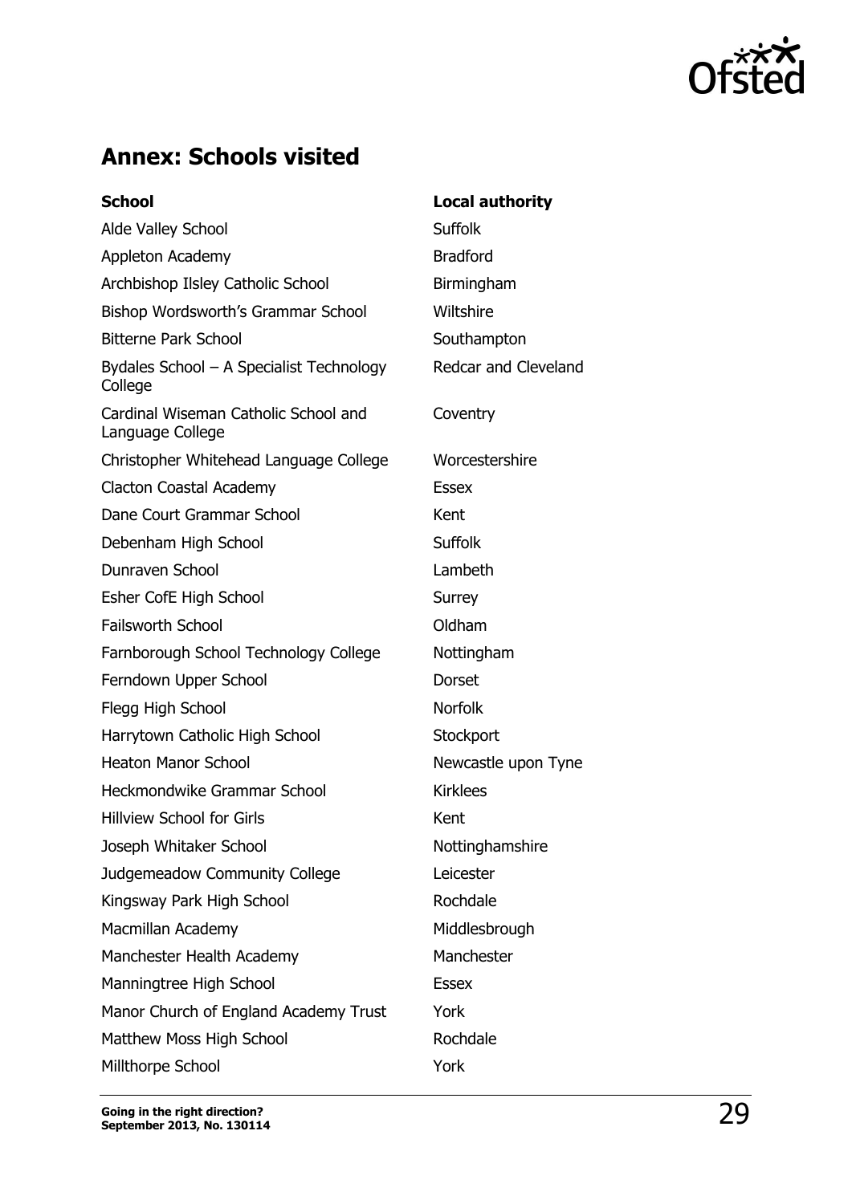## Annex: Schools visited

| School | Local authority |
| --- | --- |
| Alde Valley School | Suffolk |
| Appleton Academy | Bradford |
| Archbishop Ilsley Catholic School | Birmingham |
| Bishop Wordsworth's Grammar School | Wiltshire |
| Bitterne Park School | Southampton |
| Bydales School – A Specialist Technology College | Redcar and Cleveland |
| Cardinal Wiseman Catholic School and Language College | Coventry |
| Christopher Whitehead Language College | Worcestershire |
| Clacton Coastal Academy | Essex |
| Dane Court Grammar School | Kent |
| Debenham High School | Suffolk |
| Dunraven School | Lambeth |
| Esher CofE High School | Surrey |
| Failsworth School | Oldham |
| Farnborough School Technology College | Nottingham |
| Ferndown Upper School | Dorset |
| Flegg High School | Norfolk |
| Harrytown Catholic High School | Stockport |
| Heaton Manor School | Newcastle upon Tyne |
| Heckmondwike Grammar School | Kirklees |
| Hillview School for Girls | Kent |
| Joseph Whitaker School | Nottinghamshire |
| Judgemeadow Community College | Leicester |
| Kingsway Park High School | Rochdale |
| Macmillan Academy | Middlesbrough |
| Manchester Health Academy | Manchester |
| Manningtree High School | Essex |
| Manor Church of England Academy Trust | York |
| Matthew Moss High School | Rochdale |
| Millthorpe School | York |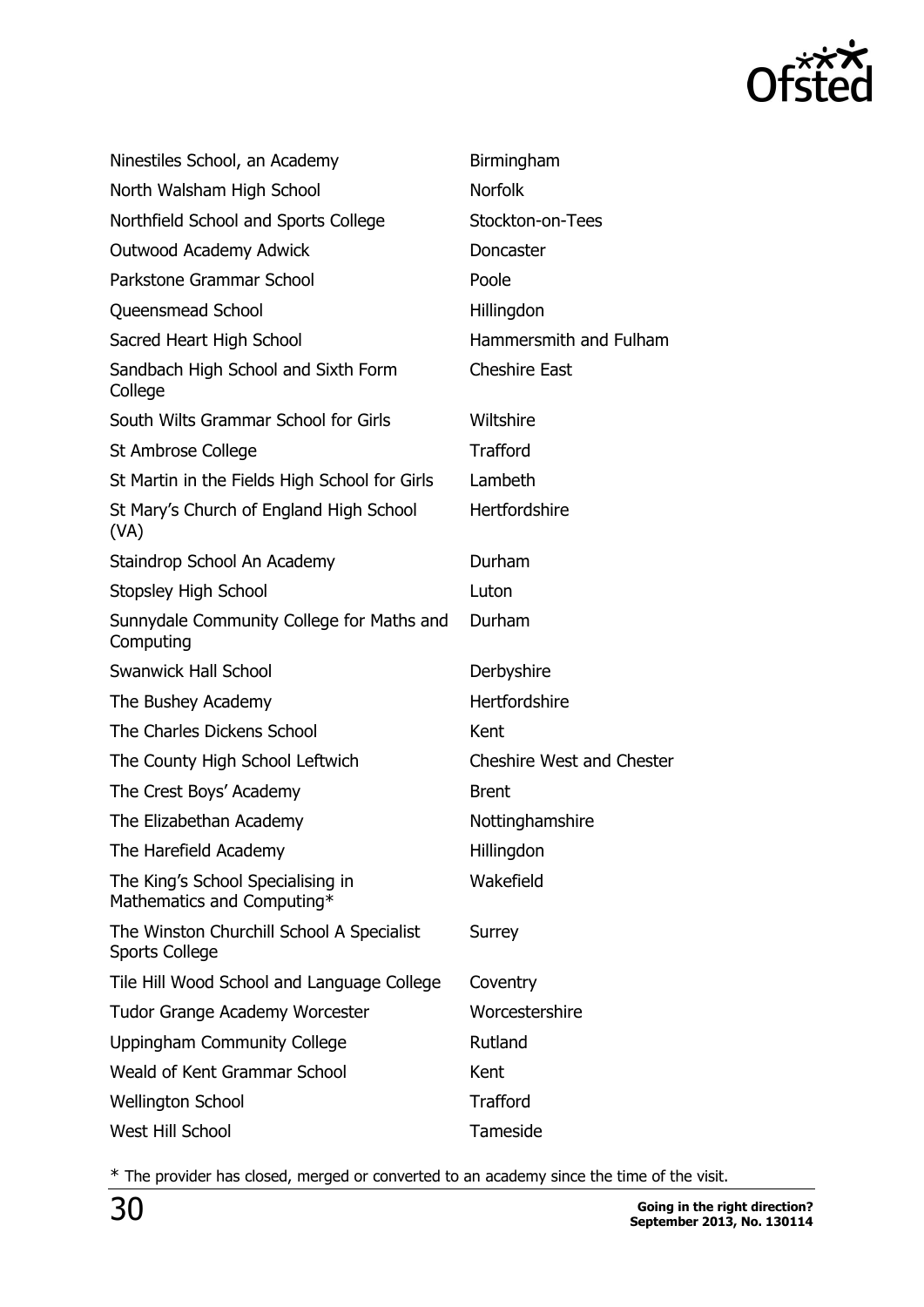| | |
|---|---|
| Ninestiles School, an Academy | Birmingham |
| North Walsham High School | Norfolk |
| Northfield School and Sports College | Stockton-on-Tees |
| Outwood Academy Adwick | Doncaster |
| Parkstone Grammar School | Poole |
| Queensmead School | Hillingdon |
| Sacred Heart High School | Hammersmith and Fulham |
| Sandbach High School and Sixth Form College | Cheshire East |
| South Wilts Grammar School for Girls | Wiltshire |
| St Ambrose College | Trafford |
| St Martin in the Fields High School for Girls | Lambeth |
| St Mary's Church of England High School (VA) | Hertfordshire |
| Staindrop School An Academy | Durham |
| Stopsley High School | Luton |
| Sunnydale Community College for Maths and Computing | Durham |
| Swanwick Hall School | Derbyshire |
| The Bushey Academy | Hertfordshire |
| The Charles Dickens School | Kent |
| The County High School Leftwich | Cheshire West and Chester |
| The Crest Boys' Academy | Brent |
| The Elizabethan Academy | Nottinghamshire |
| The Harefield Academy | Hillingdon |
| The King's School Specialising in Mathematics and Computing* | Wakefield |
| The Winston Churchill School A Specialist Sports College | Surrey |
| Tile Hill Wood School and Language College | Coventry |
| Tudor Grange Academy Worcester | Worcestershire |
| Uppingham Community College | Rutland |
| Weald of Kent Grammar School | Kent |
| Wellington School | Trafford |
| West Hill School | Tameside |

* The provider has closed, merged or converted to an academy since the time of the visit.